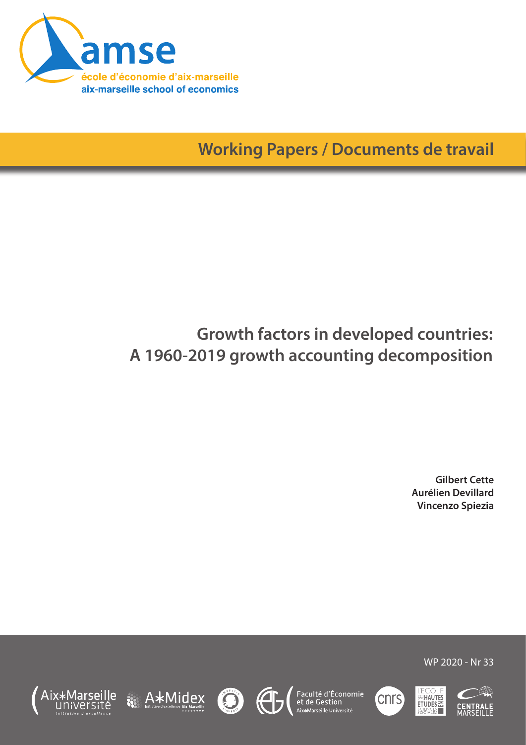amse

école d'économie d'aix-marseille

aix-marseille school of economics

**Working Papers / Documents de travail**

# Growth factors in developed countries: A 1960-2019 growth accounting decomposition

**Gilbert Cette**
**Aurélien Devillard**
**Vincenzo Spiezia**

WP 2020 - Nr 33

Aix*Marseille université · A*Midex · Faculté d'Économie et de Gestion Aix*Marseille Université · cnrs · L'École des Hautes Études en Sciences Sociales · Centrale Marseille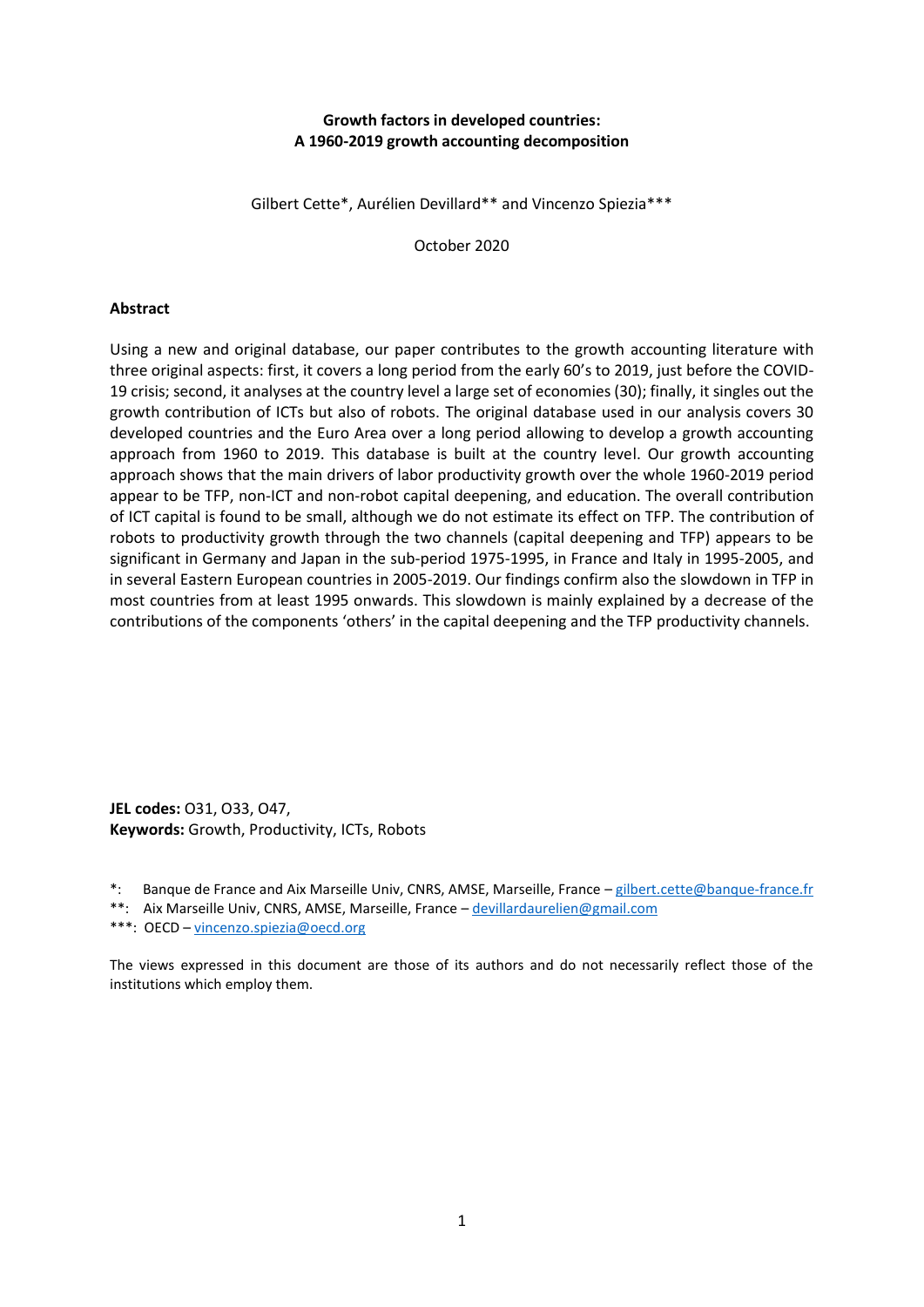**Growth factors in developed countries:**
**A 1960-2019 growth accounting decomposition**

Gilbert Cette*, Aurélien Devillard** and Vincenzo Spiezia***

October 2020

**Abstract**

Using a new and original database, our paper contributes to the growth accounting literature with three original aspects: first, it covers a long period from the early 60's to 2019, just before the COVID-19 crisis; second, it analyses at the country level a large set of economies (30); finally, it singles out the growth contribution of ICTs but also of robots. The original database used in our analysis covers 30 developed countries and the Euro Area over a long period allowing to develop a growth accounting approach from 1960 to 2019. This database is built at the country level. Our growth accounting approach shows that the main drivers of labor productivity growth over the whole 1960-2019 period appear to be TFP, non-ICT and non-robot capital deepening, and education. The overall contribution of ICT capital is found to be small, although we do not estimate its effect on TFP. The contribution of robots to productivity growth through the two channels (capital deepening and TFP) appears to be significant in Germany and Japan in the sub-period 1975-1995, in France and Italy in 1995-2005, and in several Eastern European countries in 2005-2019. Our findings confirm also the slowdown in TFP in most countries from at least 1995 onwards. This slowdown is mainly explained by a decrease of the contributions of the components 'others' in the capital deepening and the TFP productivity channels.

**JEL codes:** O31, O33, O47,
**Keywords:** Growth, Productivity, ICTs, Robots

*: Banque de France and Aix Marseille Univ, CNRS, AMSE, Marseille, France – gilbert.cette@banque-france.fr
**: Aix Marseille Univ, CNRS, AMSE, Marseille, France – devillardaurelien@gmail.com
***: OECD – vincenzo.spiezia@oecd.org

The views expressed in this document are those of its authors and do not necessarily reflect those of the institutions which employ them.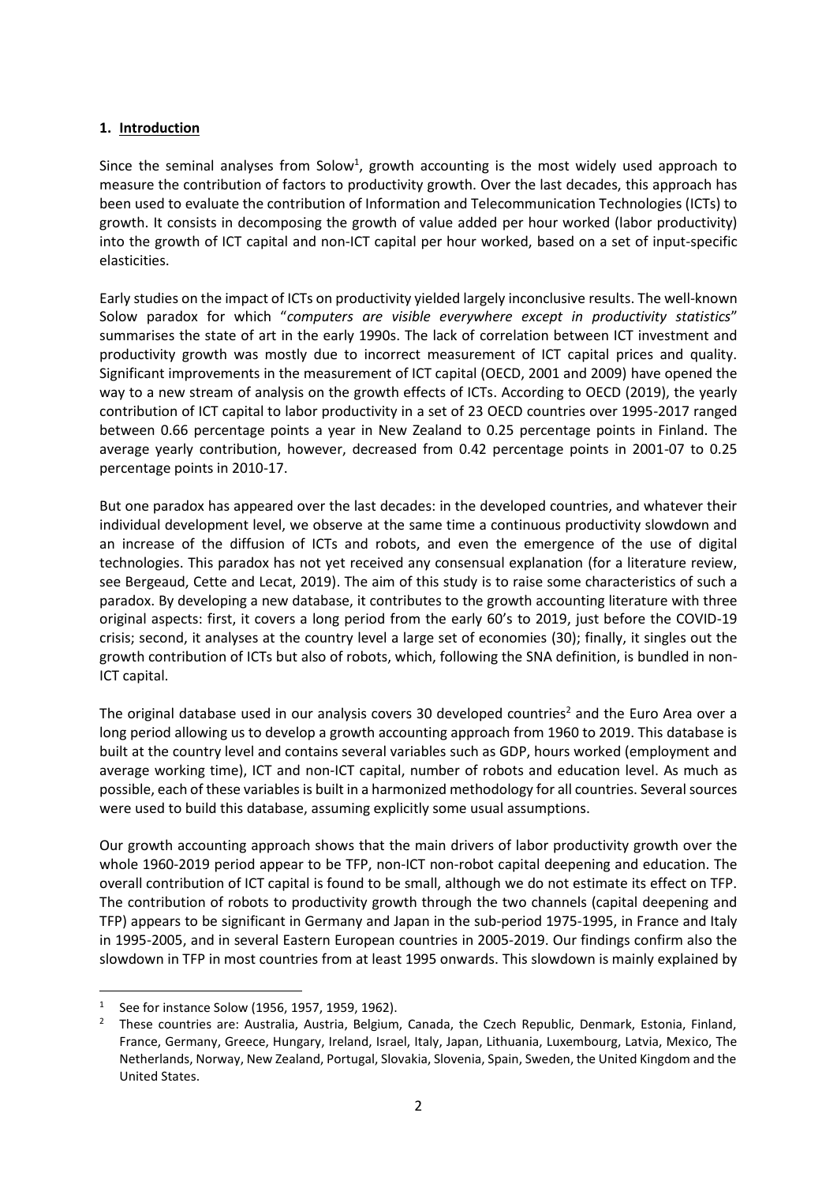## 1. Introduction

Since the seminal analyses from Solow[1], growth accounting is the most widely used approach to measure the contribution of factors to productivity growth. Over the last decades, this approach has been used to evaluate the contribution of Information and Telecommunication Technologies (ICTs) to growth. It consists in decomposing the growth of value added per hour worked (labor productivity) into the growth of ICT capital and non-ICT capital per hour worked, based on a set of input-specific elasticities.

Early studies on the impact of ICTs on productivity yielded largely inconclusive results. The well-known Solow paradox for which "*computers are visible everywhere except in productivity statistics*" summarises the state of art in the early 1990s. The lack of correlation between ICT investment and productivity growth was mostly due to incorrect measurement of ICT capital prices and quality. Significant improvements in the measurement of ICT capital (OECD, 2001 and 2009) have opened the way to a new stream of analysis on the growth effects of ICTs. According to OECD (2019), the yearly contribution of ICT capital to labor productivity in a set of 23 OECD countries over 1995-2017 ranged between 0.66 percentage points a year in New Zealand to 0.25 percentage points in Finland. The average yearly contribution, however, decreased from 0.42 percentage points in 2001-07 to 0.25 percentage points in 2010-17.

But one paradox has appeared over the last decades: in the developed countries, and whatever their individual development level, we observe at the same time a continuous productivity slowdown and an increase of the diffusion of ICTs and robots, and even the emergence of the use of digital technologies. This paradox has not yet received any consensual explanation (for a literature review, see Bergeaud, Cette and Lecat, 2019). The aim of this study is to raise some characteristics of such a paradox. By developing a new database, it contributes to the growth accounting literature with three original aspects: first, it covers a long period from the early 60's to 2019, just before the COVID-19 crisis; second, it analyses at the country level a large set of economies (30); finally, it singles out the growth contribution of ICTs but also of robots, which, following the SNA definition, is bundled in non-ICT capital.

The original database used in our analysis covers 30 developed countries[2] and the Euro Area over a long period allowing us to develop a growth accounting approach from 1960 to 2019. This database is built at the country level and contains several variables such as GDP, hours worked (employment and average working time), ICT and non-ICT capital, number of robots and education level. As much as possible, each of these variables is built in a harmonized methodology for all countries. Several sources were used to build this database, assuming explicitly some usual assumptions.

Our growth accounting approach shows that the main drivers of labor productivity growth over the whole 1960-2019 period appear to be TFP, non-ICT non-robot capital deepening and education. The overall contribution of ICT capital is found to be small, although we do not estimate its effect on TFP. The contribution of robots to productivity growth through the two channels (capital deepening and TFP) appears to be significant in Germany and Japan in the sub-period 1975-1995, in France and Italy in 1995-2005, and in several Eastern European countries in 2005-2019. Our findings confirm also the slowdown in TFP in most countries from at least 1995 onwards. This slowdown is mainly explained by

[1] See for instance Solow (1956, 1957, 1959, 1962).

[2] These countries are: Australia, Austria, Belgium, Canada, the Czech Republic, Denmark, Estonia, Finland, France, Germany, Greece, Hungary, Ireland, Israel, Italy, Japan, Lithuania, Luxembourg, Latvia, Mexico, The Netherlands, Norway, New Zealand, Portugal, Slovakia, Slovenia, Spain, Sweden, the United Kingdom and the United States.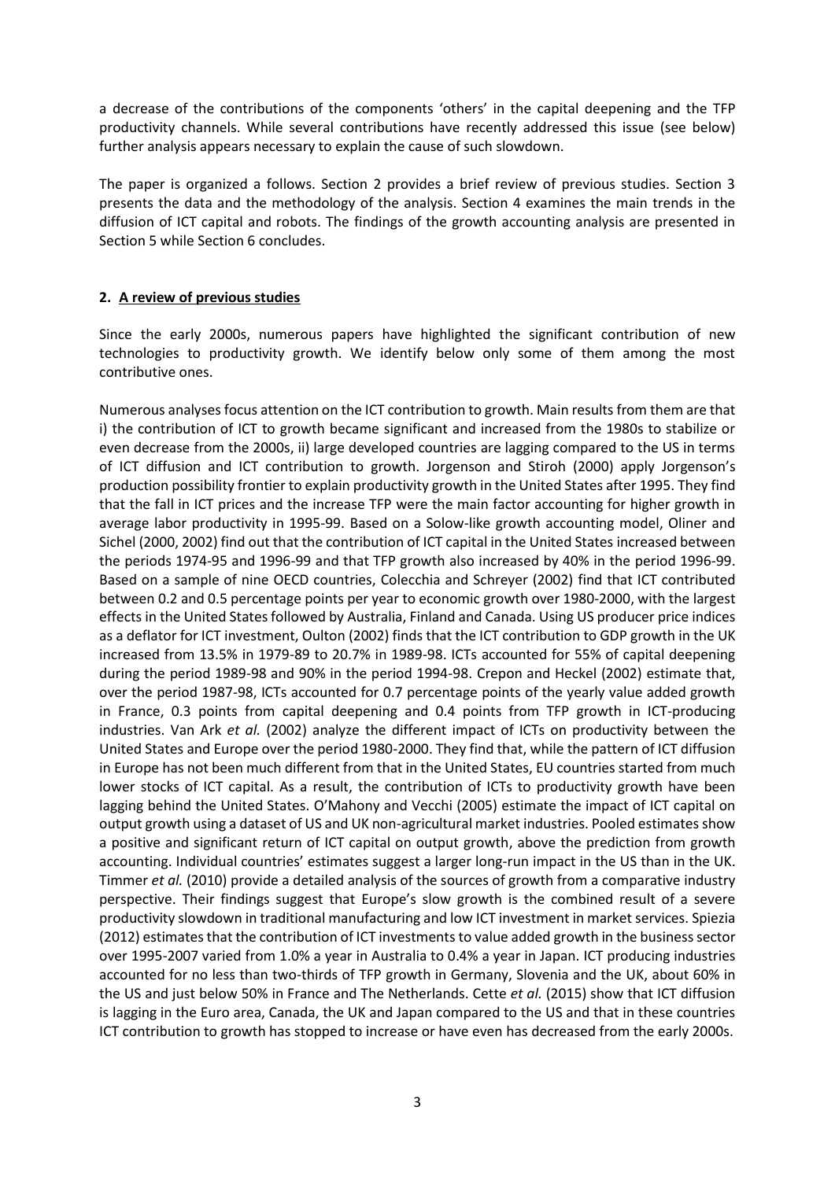a decrease of the contributions of the components 'others' in the capital deepening and the TFP productivity channels. While several contributions have recently addressed this issue (see below) further analysis appears necessary to explain the cause of such slowdown.

The paper is organized a follows. Section 2 provides a brief review of previous studies. Section 3 presents the data and the methodology of the analysis. Section 4 examines the main trends in the diffusion of ICT capital and robots. The findings of the growth accounting analysis are presented in Section 5 while Section 6 concludes.

## 2. A review of previous studies

Since the early 2000s, numerous papers have highlighted the significant contribution of new technologies to productivity growth. We identify below only some of them among the most contributive ones.

Numerous analyses focus attention on the ICT contribution to growth. Main results from them are that i) the contribution of ICT to growth became significant and increased from the 1980s to stabilize or even decrease from the 2000s, ii) large developed countries are lagging compared to the US in terms of ICT diffusion and ICT contribution to growth. Jorgenson and Stiroh (2000) apply Jorgenson's production possibility frontier to explain productivity growth in the United States after 1995. They find that the fall in ICT prices and the increase TFP were the main factor accounting for higher growth in average labor productivity in 1995-99. Based on a Solow-like growth accounting model, Oliner and Sichel (2000, 2002) find out that the contribution of ICT capital in the United States increased between the periods 1974-95 and 1996-99 and that TFP growth also increased by 40% in the period 1996-99. Based on a sample of nine OECD countries, Colecchia and Schreyer (2002) find that ICT contributed between 0.2 and 0.5 percentage points per year to economic growth over 1980-2000, with the largest effects in the United States followed by Australia, Finland and Canada. Using US producer price indices as a deflator for ICT investment, Oulton (2002) finds that the ICT contribution to GDP growth in the UK increased from 13.5% in 1979-89 to 20.7% in 1989-98. ICTs accounted for 55% of capital deepening during the period 1989-98 and 90% in the period 1994-98. Crepon and Heckel (2002) estimate that, over the period 1987-98, ICTs accounted for 0.7 percentage points of the yearly value added growth in France, 0.3 points from capital deepening and 0.4 points from TFP growth in ICT-producing industries. Van Ark *et al.* (2002) analyze the different impact of ICTs on productivity between the United States and Europe over the period 1980-2000. They find that, while the pattern of ICT diffusion in Europe has not been much different from that in the United States, EU countries started from much lower stocks of ICT capital. As a result, the contribution of ICTs to productivity growth have been lagging behind the United States. O'Mahony and Vecchi (2005) estimate the impact of ICT capital on output growth using a dataset of US and UK non-agricultural market industries. Pooled estimates show a positive and significant return of ICT capital on output growth, above the prediction from growth accounting. Individual countries' estimates suggest a larger long-run impact in the US than in the UK. Timmer *et al.* (2010) provide a detailed analysis of the sources of growth from a comparative industry perspective. Their findings suggest that Europe's slow growth is the combined result of a severe productivity slowdown in traditional manufacturing and low ICT investment in market services. Spiezia (2012) estimates that the contribution of ICT investments to value added growth in the business sector over 1995-2007 varied from 1.0% a year in Australia to 0.4% a year in Japan. ICT producing industries accounted for no less than two-thirds of TFP growth in Germany, Slovenia and the UK, about 60% in the US and just below 50% in France and The Netherlands. Cette *et al.* (2015) show that ICT diffusion is lagging in the Euro area, Canada, the UK and Japan compared to the US and that in these countries ICT contribution to growth has stopped to increase or have even has decreased from the early 2000s.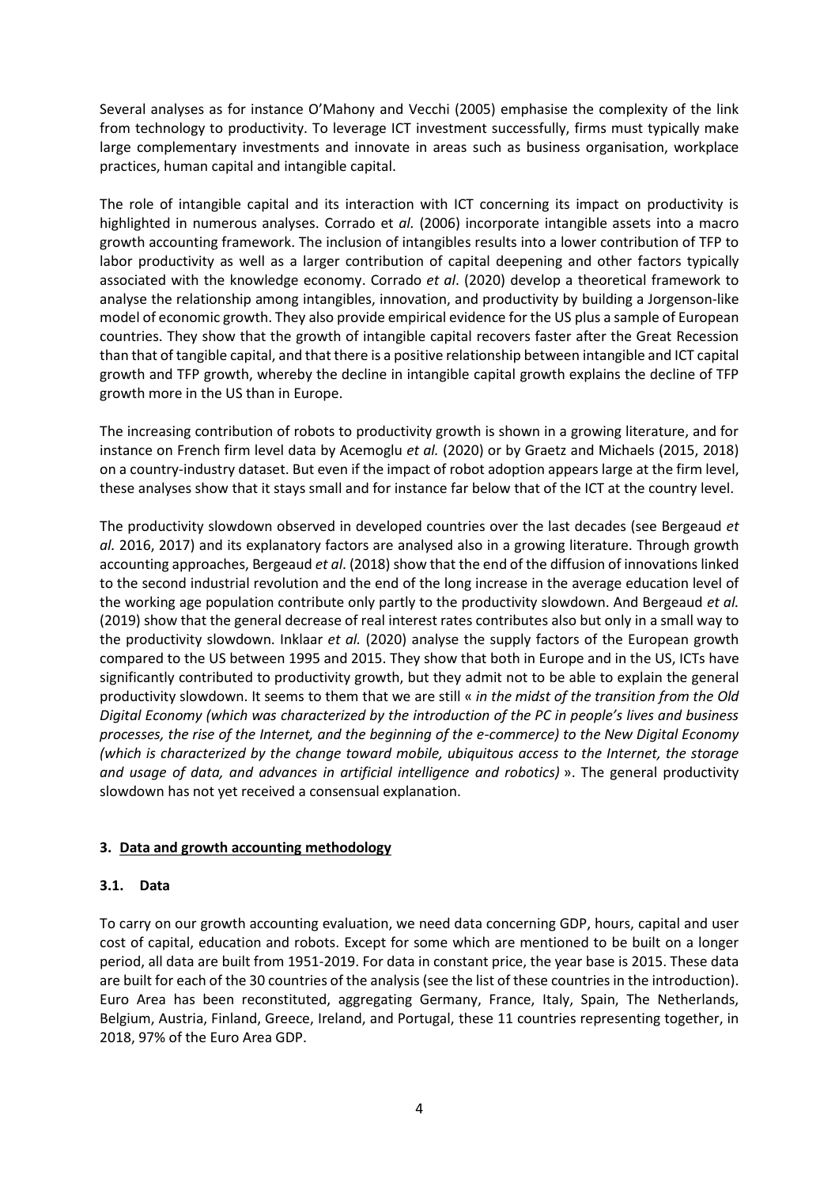Several analyses as for instance O'Mahony and Vecchi (2005) emphasise the complexity of the link from technology to productivity. To leverage ICT investment successfully, firms must typically make large complementary investments and innovate in areas such as business organisation, workplace practices, human capital and intangible capital.

The role of intangible capital and its interaction with ICT concerning its impact on productivity is highlighted in numerous analyses. Corrado et *al.* (2006) incorporate intangible assets into a macro growth accounting framework. The inclusion of intangibles results into a lower contribution of TFP to labor productivity as well as a larger contribution of capital deepening and other factors typically associated with the knowledge economy. Corrado *et al*. (2020) develop a theoretical framework to analyse the relationship among intangibles, innovation, and productivity by building a Jorgenson-like model of economic growth. They also provide empirical evidence for the US plus a sample of European countries. They show that the growth of intangible capital recovers faster after the Great Recession than that of tangible capital, and that there is a positive relationship between intangible and ICT capital growth and TFP growth, whereby the decline in intangible capital growth explains the decline of TFP growth more in the US than in Europe.

The increasing contribution of robots to productivity growth is shown in a growing literature, and for instance on French firm level data by Acemoglu *et al.* (2020) or by Graetz and Michaels (2015, 2018) on a country-industry dataset. But even if the impact of robot adoption appears large at the firm level, these analyses show that it stays small and for instance far below that of the ICT at the country level.

The productivity slowdown observed in developed countries over the last decades (see Bergeaud *et al.* 2016, 2017) and its explanatory factors are analysed also in a growing literature. Through growth accounting approaches, Bergeaud *et al*. (2018) show that the end of the diffusion of innovations linked to the second industrial revolution and the end of the long increase in the average education level of the working age population contribute only partly to the productivity slowdown. And Bergeaud *et al.* (2019) show that the general decrease of real interest rates contributes also but only in a small way to the productivity slowdown. Inklaar *et al.* (2020) analyse the supply factors of the European growth compared to the US between 1995 and 2015. They show that both in Europe and in the US, ICTs have significantly contributed to productivity growth, but they admit not to be able to explain the general productivity slowdown. It seems to them that we are still « *in the midst of the transition from the Old Digital Economy (which was characterized by the introduction of the PC in people's lives and business processes, the rise of the Internet, and the beginning of the e-commerce) to the New Digital Economy (which is characterized by the change toward mobile, ubiquitous access to the Internet, the storage and usage of data, and advances in artificial intelligence and robotics)* ». The general productivity slowdown has not yet received a consensual explanation.

## 3. Data and growth accounting methodology

### 3.1. Data

To carry on our growth accounting evaluation, we need data concerning GDP, hours, capital and user cost of capital, education and robots. Except for some which are mentioned to be built on a longer period, all data are built from 1951-2019. For data in constant price, the year base is 2015. These data are built for each of the 30 countries of the analysis (see the list of these countries in the introduction). Euro Area has been reconstituted, aggregating Germany, France, Italy, Spain, The Netherlands, Belgium, Austria, Finland, Greece, Ireland, and Portugal, these 11 countries representing together, in 2018, 97% of the Euro Area GDP.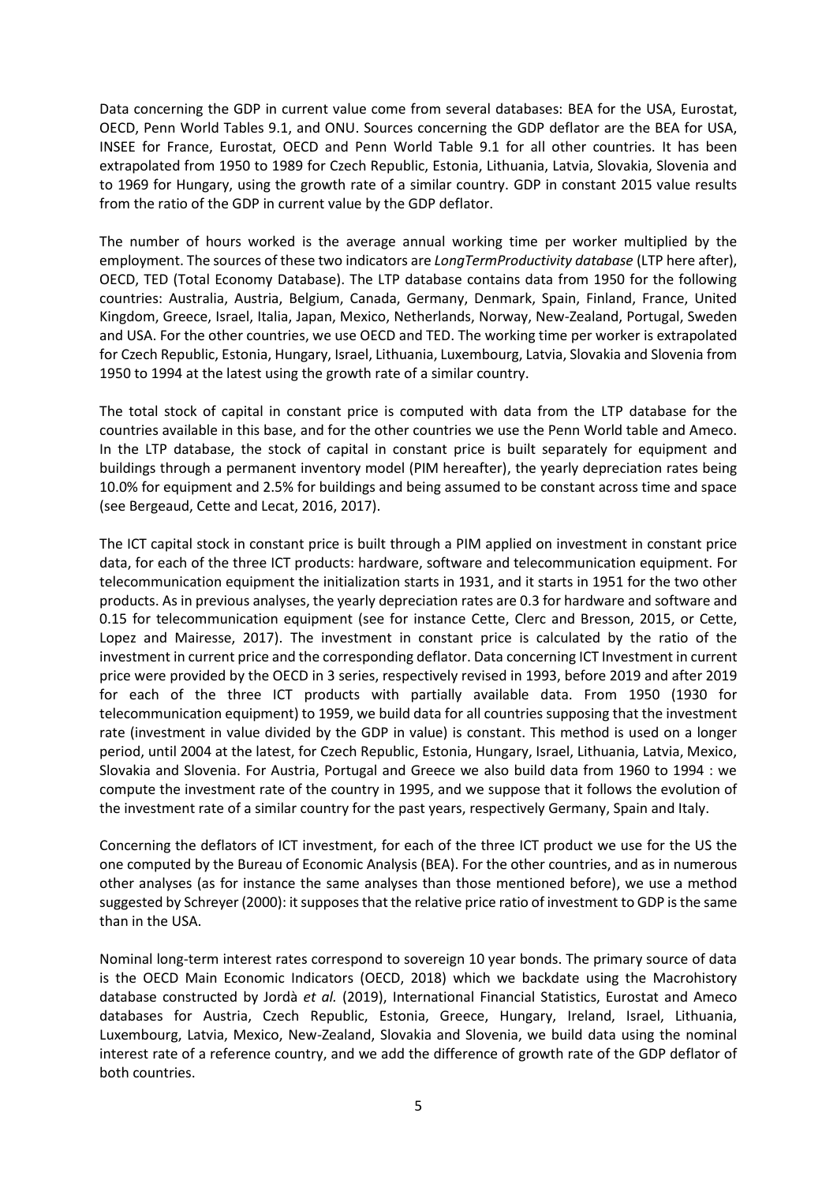Data concerning the GDP in current value come from several databases: BEA for the USA, Eurostat, OECD, Penn World Tables 9.1, and ONU. Sources concerning the GDP deflator are the BEA for USA, INSEE for France, Eurostat, OECD and Penn World Table 9.1 for all other countries. It has been extrapolated from 1950 to 1989 for Czech Republic, Estonia, Lithuania, Latvia, Slovakia, Slovenia and to 1969 for Hungary, using the growth rate of a similar country. GDP in constant 2015 value results from the ratio of the GDP in current value by the GDP deflator.

The number of hours worked is the average annual working time per worker multiplied by the employment. The sources of these two indicators are *LongTermProductivity database* (LTP here after), OECD, TED (Total Economy Database). The LTP database contains data from 1950 for the following countries: Australia, Austria, Belgium, Canada, Germany, Denmark, Spain, Finland, France, United Kingdom, Greece, Israel, Italia, Japan, Mexico, Netherlands, Norway, New-Zealand, Portugal, Sweden and USA. For the other countries, we use OECD and TED. The working time per worker is extrapolated for Czech Republic, Estonia, Hungary, Israel, Lithuania, Luxembourg, Latvia, Slovakia and Slovenia from 1950 to 1994 at the latest using the growth rate of a similar country.

The total stock of capital in constant price is computed with data from the LTP database for the countries available in this base, and for the other countries we use the Penn World table and Ameco. In the LTP database, the stock of capital in constant price is built separately for equipment and buildings through a permanent inventory model (PIM hereafter), the yearly depreciation rates being 10.0% for equipment and 2.5% for buildings and being assumed to be constant across time and space (see Bergeaud, Cette and Lecat, 2016, 2017).

The ICT capital stock in constant price is built through a PIM applied on investment in constant price data, for each of the three ICT products: hardware, software and telecommunication equipment. For telecommunication equipment the initialization starts in 1931, and it starts in 1951 for the two other products. As in previous analyses, the yearly depreciation rates are 0.3 for hardware and software and 0.15 for telecommunication equipment (see for instance Cette, Clerc and Bresson, 2015, or Cette, Lopez and Mairesse, 2017). The investment in constant price is calculated by the ratio of the investment in current price and the corresponding deflator. Data concerning ICT Investment in current price were provided by the OECD in 3 series, respectively revised in 1993, before 2019 and after 2019 for each of the three ICT products with partially available data. From 1950 (1930 for telecommunication equipment) to 1959, we build data for all countries supposing that the investment rate (investment in value divided by the GDP in value) is constant. This method is used on a longer period, until 2004 at the latest, for Czech Republic, Estonia, Hungary, Israel, Lithuania, Latvia, Mexico, Slovakia and Slovenia. For Austria, Portugal and Greece we also build data from 1960 to 1994 : we compute the investment rate of the country in 1995, and we suppose that it follows the evolution of the investment rate of a similar country for the past years, respectively Germany, Spain and Italy.

Concerning the deflators of ICT investment, for each of the three ICT product we use for the US the one computed by the Bureau of Economic Analysis (BEA). For the other countries, and as in numerous other analyses (as for instance the same analyses than those mentioned before), we use a method suggested by Schreyer (2000): it supposes that the relative price ratio of investment to GDP is the same than in the USA.

Nominal long-term interest rates correspond to sovereign 10 year bonds. The primary source of data is the OECD Main Economic Indicators (OECD, 2018) which we backdate using the Macrohistory database constructed by Jordà *et al.* (2019), International Financial Statistics, Eurostat and Ameco databases for Austria, Czech Republic, Estonia, Greece, Hungary, Ireland, Israel, Lithuania, Luxembourg, Latvia, Mexico, New-Zealand, Slovakia and Slovenia, we build data using the nominal interest rate of a reference country, and we add the difference of growth rate of the GDP deflator of both countries.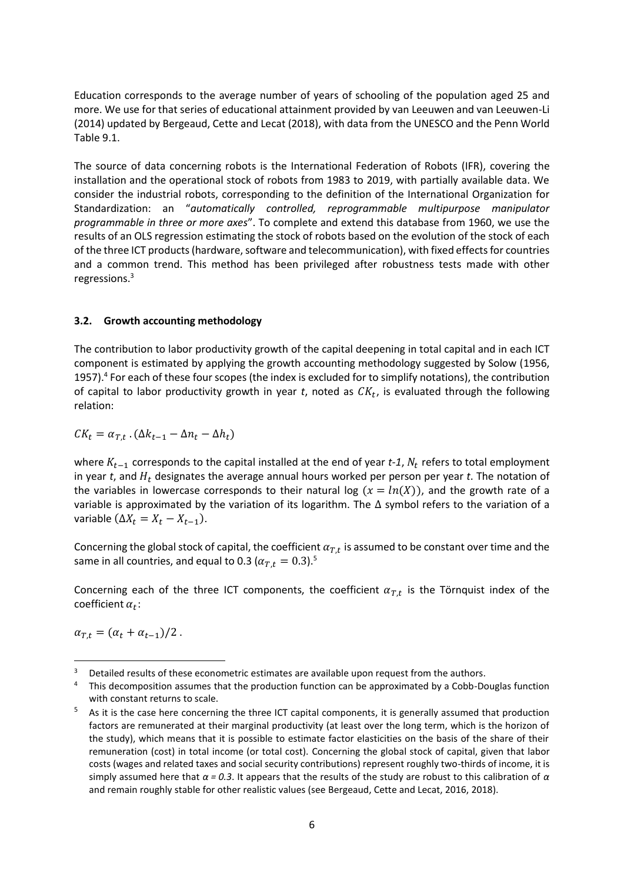Education corresponds to the average number of years of schooling of the population aged 25 and more. We use for that series of educational attainment provided by van Leeuwen and van Leeuwen-Li (2014) updated by Bergeaud, Cette and Lecat (2018), with data from the UNESCO and the Penn World Table 9.1.

The source of data concerning robots is the International Federation of Robots (IFR), covering the installation and the operational stock of robots from 1983 to 2019, with partially available data. We consider the industrial robots, corresponding to the definition of the International Organization for Standardization: an "*automatically controlled, reprogrammable multipurpose manipulator programmable in three or more axes*". To complete and extend this database from 1960, we use the results of an OLS regression estimating the stock of robots based on the evolution of the stock of each of the three ICT products (hardware, software and telecommunication), with fixed effects for countries and a common trend. This method has been privileged after robustness tests made with other regressions.[3]

### 3.2. Growth accounting methodology

The contribution to labor productivity growth of the capital deepening in total capital and in each ICT component is estimated by applying the growth accounting methodology suggested by Solow (1956, 1957).[4] For each of these four scopes (the index is excluded for to simplify notations), the contribution of capital to labor productivity growth in year *t*, noted as $CK_t$, is evaluated through the following relation:

$$CK_t = \alpha_{T,t} \,.\, (\Delta k_{t-1} - \Delta n_t - \Delta h_t)$$

where $K_{t-1}$ corresponds to the capital installed at the end of year *t-1*, $N_t$ refers to total employment in year *t*, and $H_t$ designates the average annual hours worked per person per year *t*. The notation of the variables in lowercase corresponds to their natural log ($x = ln(X)$), and the growth rate of a variable is approximated by the variation of its logarithm. The $\Delta$ symbol refers to the variation of a variable ($\Delta X_t = X_t - X_{t-1}$).

Concerning the global stock of capital, the coefficient $\alpha_{T,t}$ is assumed to be constant over time and the same in all countries, and equal to 0.3 ($\alpha_{T,t} = 0.3$).[5]

Concerning each of the three ICT components, the coefficient $\alpha_{T,t}$ is the Törnquist index of the coefficient $\alpha_t$:

$$\alpha_{T,t} = (\alpha_t + \alpha_{t-1})/2 \,.$$

---

[3] Detailed results of these econometric estimates are available upon request from the authors.

[4] This decomposition assumes that the production function can be approximated by a Cobb-Douglas function with constant returns to scale.

[5] As it is the case here concerning the three ICT capital components, it is generally assumed that production factors are remunerated at their marginal productivity (at least over the long term, which is the horizon of the study), which means that it is possible to estimate factor elasticities on the basis of the share of their remuneration (cost) in total income (or total cost). Concerning the global stock of capital, given that labor costs (wages and related taxes and social security contributions) represent roughly two-thirds of income, it is simply assumed here that $\alpha = 0.3$. It appears that the results of the study are robust to this calibration of $\alpha$ and remain roughly stable for other realistic values (see Bergeaud, Cette and Lecat, 2016, 2018).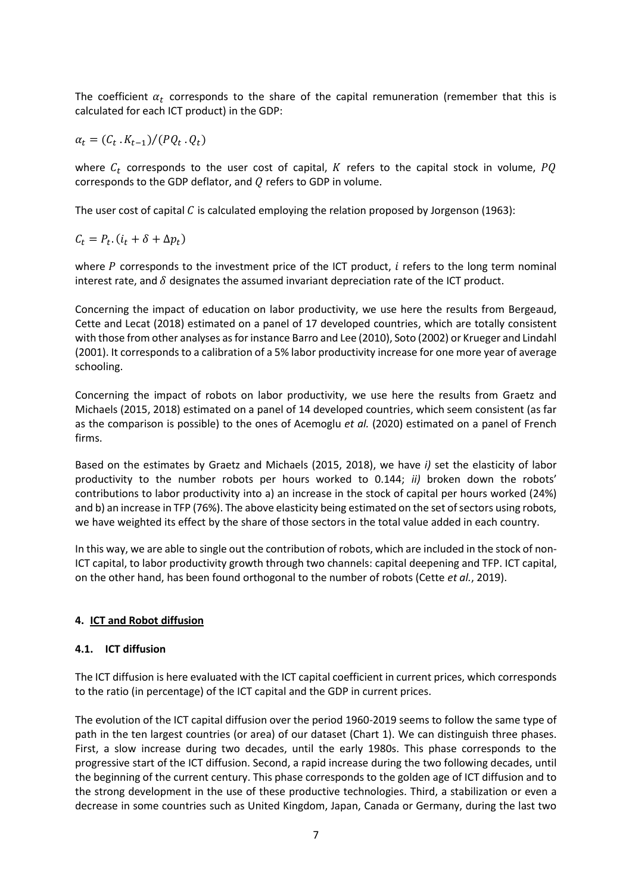The coefficient $\alpha_t$ corresponds to the share of the capital remuneration (remember that this is calculated for each ICT product) in the GDP:

$$\alpha_t = (C_t \,.\, K_{t-1})/(PQ_t \,.\, Q_t)$$

where $C_t$ corresponds to the user cost of capital, $K$ refers to the capital stock in volume, $PQ$ corresponds to the GDP deflator, and $Q$ refers to GDP in volume.

The user cost of capital $C$ is calculated employing the relation proposed by Jorgenson (1963):

$$C_t = P_t.(i_t + \delta + \Delta p_t)$$

where $P$ corresponds to the investment price of the ICT product, $i$ refers to the long term nominal interest rate, and $\delta$ designates the assumed invariant depreciation rate of the ICT product.

Concerning the impact of education on labor productivity, we use here the results from Bergeaud, Cette and Lecat (2018) estimated on a panel of 17 developed countries, which are totally consistent with those from other analyses as for instance Barro and Lee (2010), Soto (2002) or Krueger and Lindahl (2001). It corresponds to a calibration of a 5% labor productivity increase for one more year of average schooling.

Concerning the impact of robots on labor productivity, we use here the results from Graetz and Michaels (2015, 2018) estimated on a panel of 14 developed countries, which seem consistent (as far as the comparison is possible) to the ones of Acemoglu *et al.* (2020) estimated on a panel of French firms.

Based on the estimates by Graetz and Michaels (2015, 2018), we have *i)* set the elasticity of labor productivity to the number robots per hours worked to 0.144; *ii)* broken down the robots' contributions to labor productivity into a) an increase in the stock of capital per hours worked (24%) and b) an increase in TFP (76%). The above elasticity being estimated on the set of sectors using robots, we have weighted its effect by the share of those sectors in the total value added in each country.

In this way, we are able to single out the contribution of robots, which are included in the stock of non-ICT capital, to labor productivity growth through two channels: capital deepening and TFP. ICT capital, on the other hand, has been found orthogonal to the number of robots (Cette *et al.*, 2019).

## 4. ICT and Robot diffusion

### 4.1. ICT diffusion

The ICT diffusion is here evaluated with the ICT capital coefficient in current prices, which corresponds to the ratio (in percentage) of the ICT capital and the GDP in current prices.

The evolution of the ICT capital diffusion over the period 1960-2019 seems to follow the same type of path in the ten largest countries (or area) of our dataset (Chart 1). We can distinguish three phases. First, a slow increase during two decades, until the early 1980s. This phase corresponds to the progressive start of the ICT diffusion. Second, a rapid increase during the two following decades, until the beginning of the current century. This phase corresponds to the golden age of ICT diffusion and to the strong development in the use of these productive technologies. Third, a stabilization or even a decrease in some countries such as United Kingdom, Japan, Canada or Germany, during the last two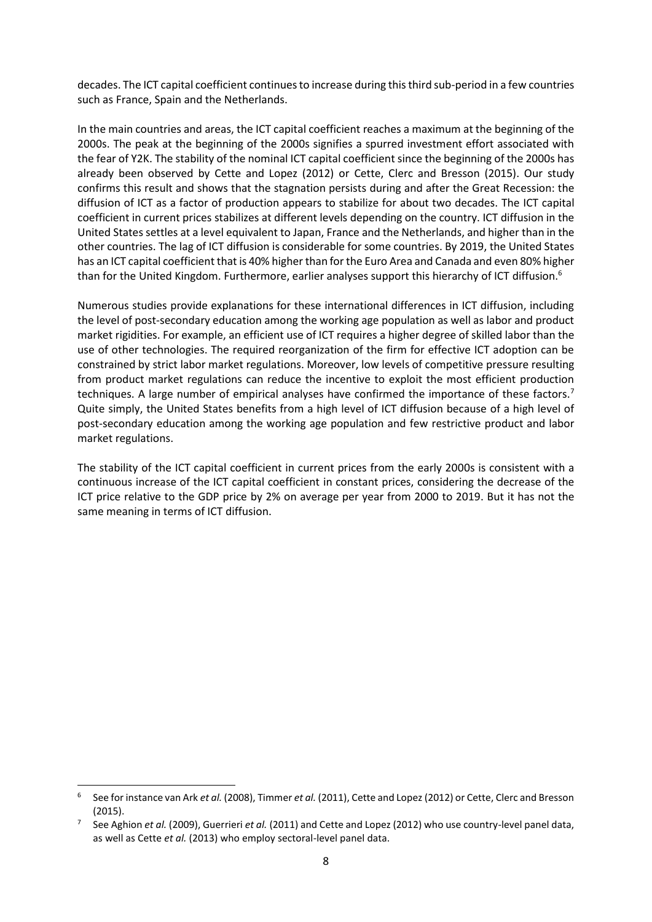decades. The ICT capital coefficient continues to increase during this third sub-period in a few countries such as France, Spain and the Netherlands.

In the main countries and areas, the ICT capital coefficient reaches a maximum at the beginning of the 2000s. The peak at the beginning of the 2000s signifies a spurred investment effort associated with the fear of Y2K. The stability of the nominal ICT capital coefficient since the beginning of the 2000s has already been observed by Cette and Lopez (2012) or Cette, Clerc and Bresson (2015). Our study confirms this result and shows that the stagnation persists during and after the Great Recession: the diffusion of ICT as a factor of production appears to stabilize for about two decades. The ICT capital coefficient in current prices stabilizes at different levels depending on the country. ICT diffusion in the United States settles at a level equivalent to Japan, France and the Netherlands, and higher than in the other countries. The lag of ICT diffusion is considerable for some countries. By 2019, the United States has an ICT capital coefficient that is 40% higher than for the Euro Area and Canada and even 80% higher than for the United Kingdom. Furthermore, earlier analyses support this hierarchy of ICT diffusion.[6]

Numerous studies provide explanations for these international differences in ICT diffusion, including the level of post-secondary education among the working age population as well as labor and product market rigidities. For example, an efficient use of ICT requires a higher degree of skilled labor than the use of other technologies. The required reorganization of the firm for effective ICT adoption can be constrained by strict labor market regulations. Moreover, low levels of competitive pressure resulting from product market regulations can reduce the incentive to exploit the most efficient production techniques. A large number of empirical analyses have confirmed the importance of these factors.[7] Quite simply, the United States benefits from a high level of ICT diffusion because of a high level of post-secondary education among the working age population and few restrictive product and labor market regulations.

The stability of the ICT capital coefficient in current prices from the early 2000s is consistent with a continuous increase of the ICT capital coefficient in constant prices, considering the decrease of the ICT price relative to the GDP price by 2% on average per year from 2000 to 2019. But it has not the same meaning in terms of ICT diffusion.

---

[6] See for instance van Ark *et al.* (2008), Timmer *et al.* (2011), Cette and Lopez (2012) or Cette, Clerc and Bresson (2015).

[7] See Aghion *et al.* (2009), Guerrieri *et al.* (2011) and Cette and Lopez (2012) who use country-level panel data, as well as Cette *et al.* (2013) who employ sectoral-level panel data.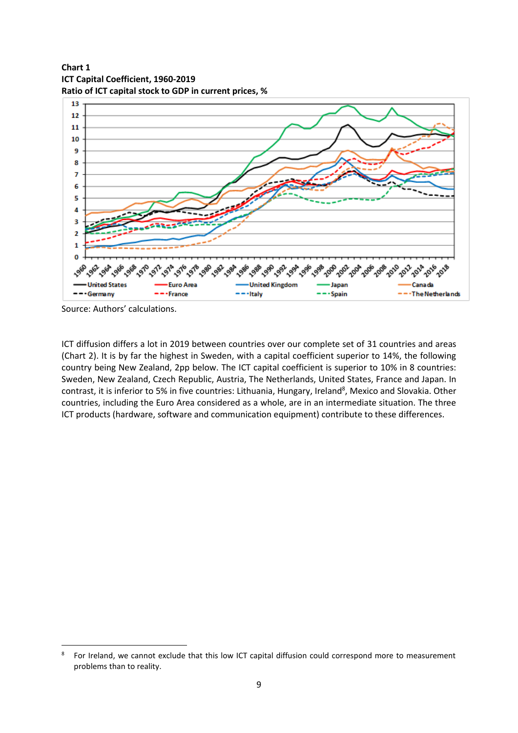**Chart 1**
**ICT Capital Coefficient, 1960-2019**
**Ratio of ICT capital stock to GDP in current prices, %**

Source: Authors' calculations.

ICT diffusion differs a lot in 2019 between countries over our complete set of 31 countries and areas (Chart 2). It is by far the highest in Sweden, with a capital coefficient superior to 14%, the following country being New Zealand, 2pp below. The ICT capital coefficient is superior to 10% in 8 countries: Sweden, New Zealand, Czech Republic, Austria, The Netherlands, United States, France and Japan. In contrast, it is inferior to 5% in five countries: Lithuania, Hungary, Ireland[8], Mexico and Slovakia. Other countries, including the Euro Area considered as a whole, are in an intermediate situation. The three ICT products (hardware, software and communication equipment) contribute to these differences.

[8] For Ireland, we cannot exclude that this low ICT capital diffusion could correspond more to measurement problems than to reality.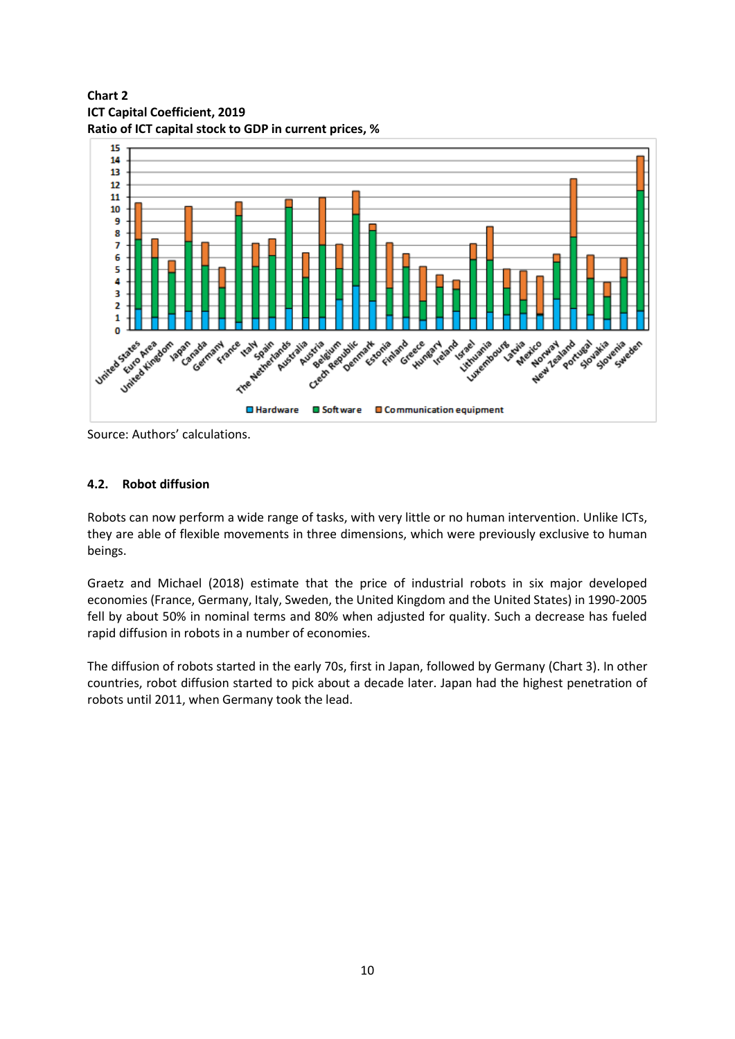**Chart 2**
**ICT Capital Coefficient, 2019**
**Ratio of ICT capital stock to GDP in current prices, %**

Source: Authors' calculations.

### 4.2. Robot diffusion

Robots can now perform a wide range of tasks, with very little or no human intervention. Unlike ICTs, they are able of flexible movements in three dimensions, which were previously exclusive to human beings.

Graetz and Michael (2018) estimate that the price of industrial robots in six major developed economies (France, Germany, Italy, Sweden, the United Kingdom and the United States) in 1990-2005 fell by about 50% in nominal terms and 80% when adjusted for quality. Such a decrease has fueled rapid diffusion in robots in a number of economies.

The diffusion of robots started in the early 70s, first in Japan, followed by Germany (Chart 3). In other countries, robot diffusion started to pick about a decade later. Japan had the highest penetration of robots until 2011, when Germany took the lead.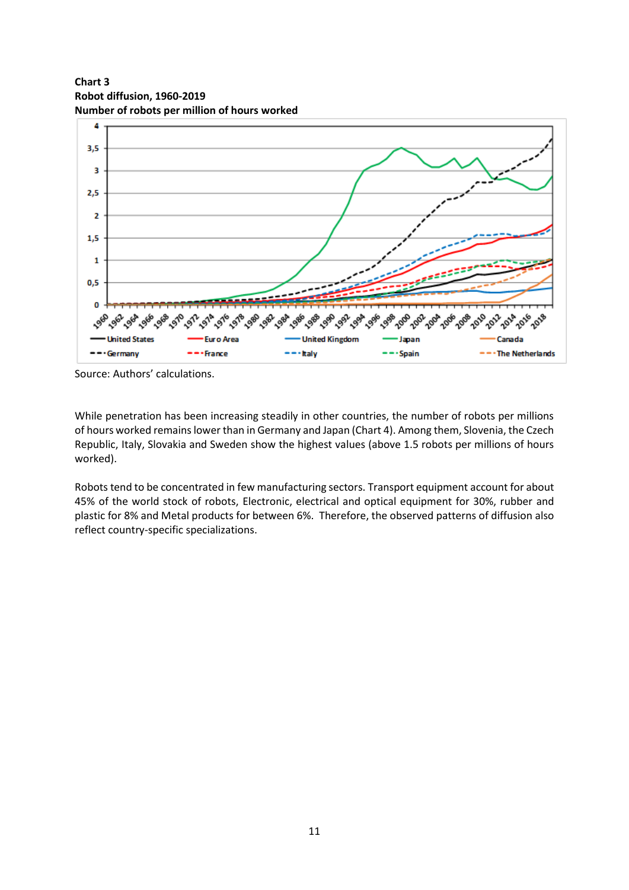**Chart 3**
**Robot diffusion, 1960-2019**
**Number of robots per million of hours worked**

Source: Authors' calculations.

While penetration has been increasing steadily in other countries, the number of robots per millions of hours worked remains lower than in Germany and Japan (Chart 4). Among them, Slovenia, the Czech Republic, Italy, Slovakia and Sweden show the highest values (above 1.5 robots per millions of hours worked).

Robots tend to be concentrated in few manufacturing sectors. Transport equipment account for about 45% of the world stock of robots, Electronic, electrical and optical equipment for 30%, rubber and plastic for 8% and Metal products for between 6%. Therefore, the observed patterns of diffusion also reflect country-specific specializations.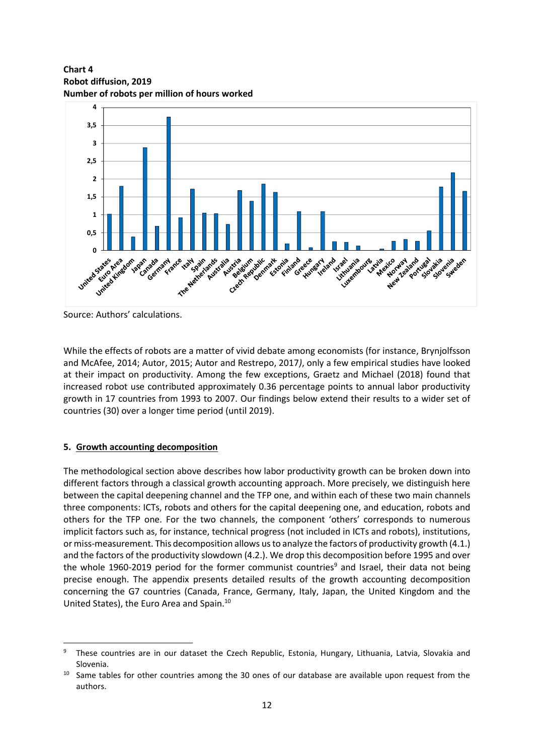**Chart 4**
**Robot diffusion, 2019**
**Number of robots per million of hours worked**

Source: Authors' calculations.

While the effects of robots are a matter of vivid debate among economists (for instance, Brynjolfsson and McAfee, 2014; Autor, 2015; Autor and Restrepo, 2017*)*, only a few empirical studies have looked at their impact on productivity. Among the few exceptions, Graetz and Michael (2018) found that increased robot use contributed approximately 0.36 percentage points to annual labor productivity growth in 17 countries from 1993 to 2007. Our findings below extend their results to a wider set of countries (30) over a longer time period (until 2019).

## 5. Growth accounting decomposition

The methodological section above describes how labor productivity growth can be broken down into different factors through a classical growth accounting approach. More precisely, we distinguish here between the capital deepening channel and the TFP one, and within each of these two main channels three components: ICTs, robots and others for the capital deepening one, and education, robots and others for the TFP one. For the two channels, the component 'others' corresponds to numerous implicit factors such as, for instance, technical progress (not included in ICTs and robots), institutions, or miss-measurement. This decomposition allows us to analyze the factors of productivity growth (4.1.) and the factors of the productivity slowdown (4.2.). We drop this decomposition before 1995 and over the whole 1960-2019 period for the former communist countries[9] and Israel, their data not being precise enough. The appendix presents detailed results of the growth accounting decomposition concerning the G7 countries (Canada, France, Germany, Italy, Japan, the United Kingdom and the United States), the Euro Area and Spain.[10]

---

[9] These countries are in our dataset the Czech Republic, Estonia, Hungary, Lithuania, Latvia, Slovakia and Slovenia.

[10] Same tables for other countries among the 30 ones of our database are available upon request from the authors.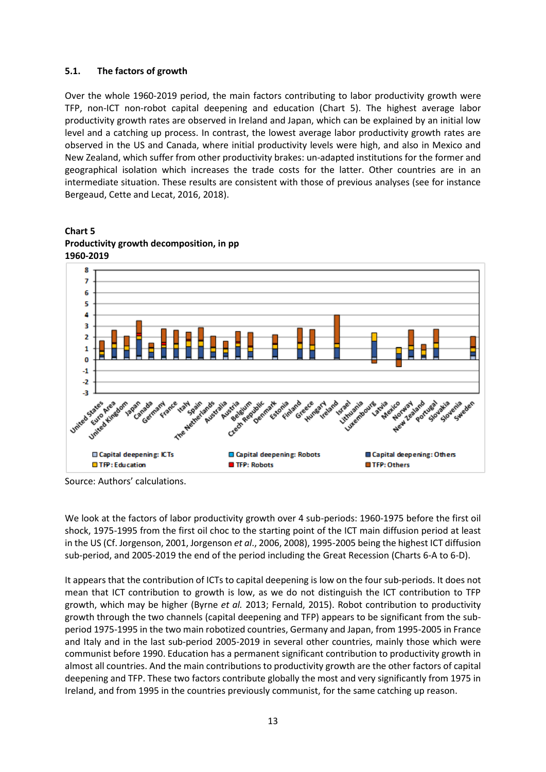### 5.1. The factors of growth

Over the whole 1960-2019 period, the main factors contributing to labor productivity growth were TFP, non-ICT non-robot capital deepening and education (Chart 5). The highest average labor productivity growth rates are observed in Ireland and Japan, which can be explained by an initial low level and a catching up process. In contrast, the lowest average labor productivity growth rates are observed in the US and Canada, where initial productivity levels were high, and also in Mexico and New Zealand, which suffer from other productivity brakes: un-adapted institutions for the former and geographical isolation which increases the trade costs for the latter. Other countries are in an intermediate situation. These results are consistent with those of previous analyses (see for instance Bergeaud, Cette and Lecat, 2016, 2018).

**Chart 5**
**Productivity growth decomposition, in pp**
**1960-2019**

Source: Authors' calculations.

We look at the factors of labor productivity growth over 4 sub-periods: 1960-1975 before the first oil shock, 1975-1995 from the first oil choc to the starting point of the ICT main diffusion period at least in the US (Cf. Jorgenson, 2001, Jorgenson *et al.*, 2006, 2008), 1995-2005 being the highest ICT diffusion sub-period, and 2005-2019 the end of the period including the Great Recession (Charts 6-A to 6-D).

It appears that the contribution of ICTs to capital deepening is low on the four sub-periods. It does not mean that ICT contribution to growth is low, as we do not distinguish the ICT contribution to TFP growth, which may be higher (Byrne *et al.* 2013; Fernald, 2015). Robot contribution to productivity growth through the two channels (capital deepening and TFP) appears to be significant from the sub-period 1975-1995 in the two main robotized countries, Germany and Japan, from 1995-2005 in France and Italy and in the last sub-period 2005-2019 in several other countries, mainly those which were communist before 1990. Education has a permanent significant contribution to productivity growth in almost all countries. And the main contributions to productivity growth are the other factors of capital deepening and TFP. These two factors contribute globally the most and very significantly from 1975 in Ireland, and from 1995 in the countries previously communist, for the same catching up reason.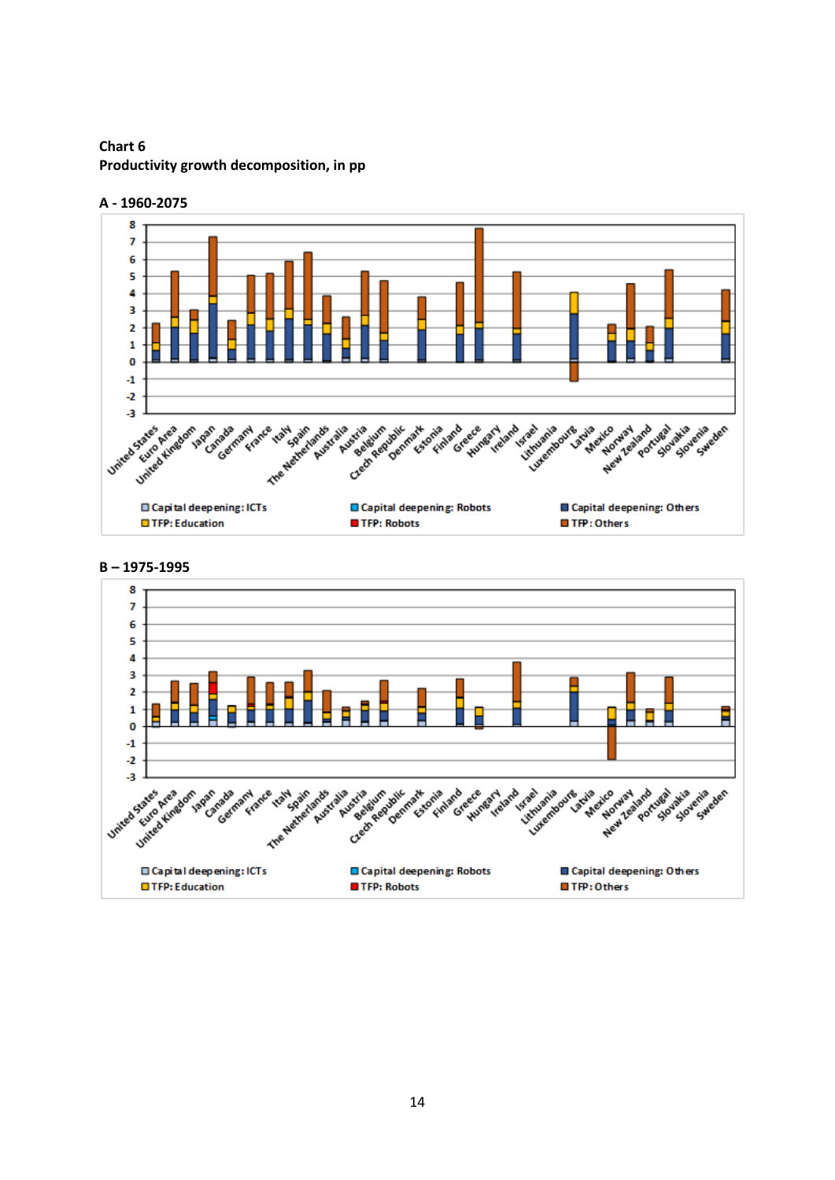**Chart 6**
**Productivity growth decomposition, in pp**

**A - 1960-2075**

**B – 1975-1995**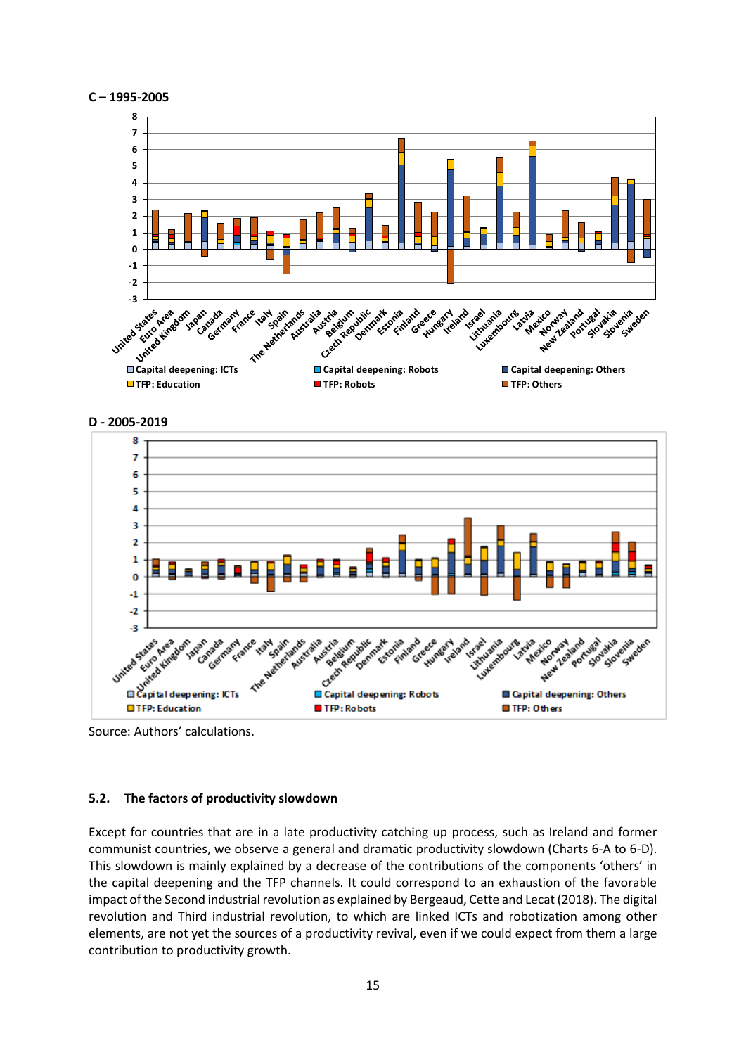**C – 1995-2005**

**D - 2005-2019**

Source: Authors' calculations.

### 5.2. The factors of productivity slowdown

Except for countries that are in a late productivity catching up process, such as Ireland and former communist countries, we observe a general and dramatic productivity slowdown (Charts 6-A to 6-D). This slowdown is mainly explained by a decrease of the contributions of the components 'others' in the capital deepening and the TFP channels. It could correspond to an exhaustion of the favorable impact of the Second industrial revolution as explained by Bergeaud, Cette and Lecat (2018). The digital revolution and Third industrial revolution, to which are linked ICTs and robotization among other elements, are not yet the sources of a productivity revival, even if we could expect from them a large contribution to productivity growth.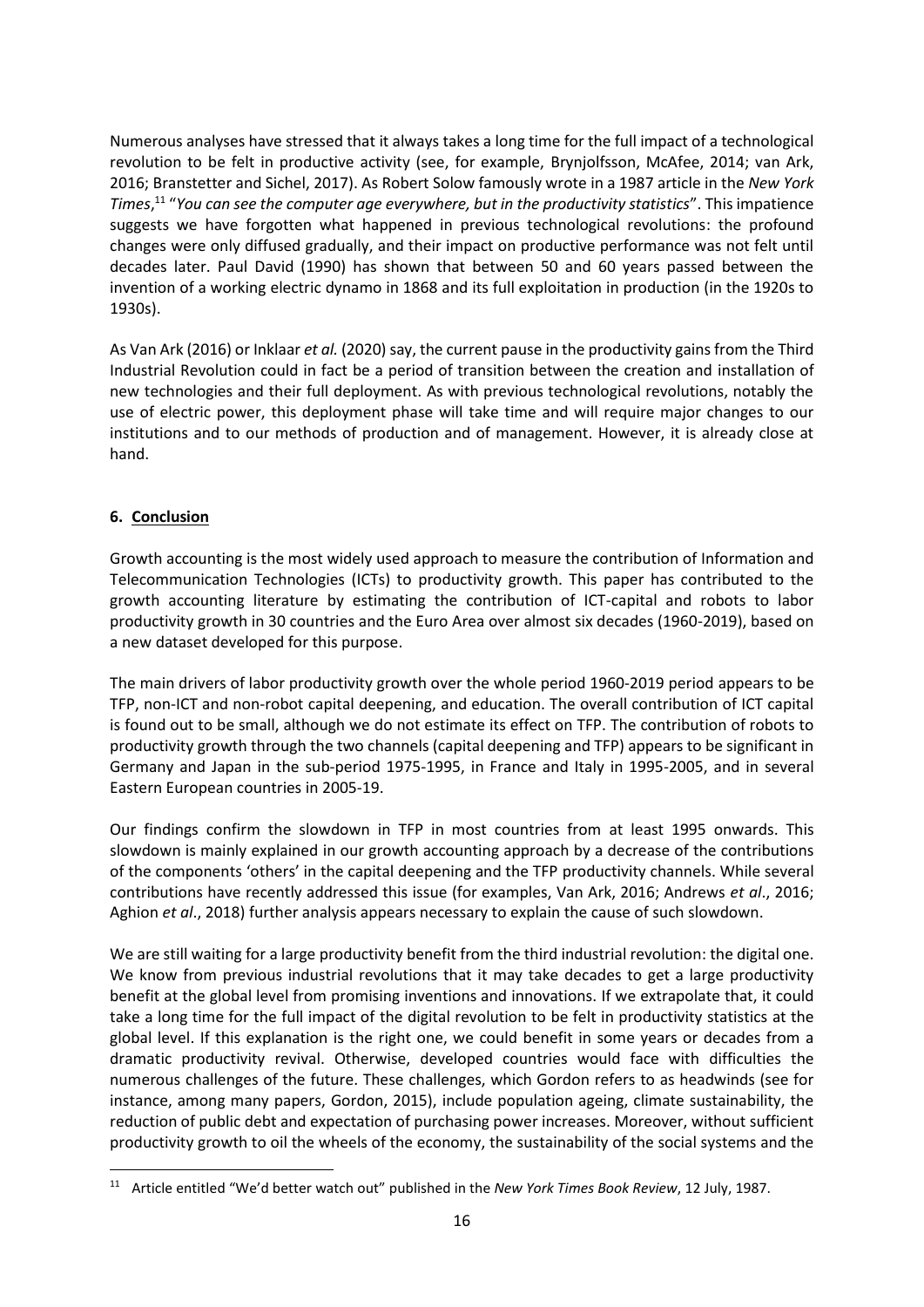Numerous analyses have stressed that it always takes a long time for the full impact of a technological revolution to be felt in productive activity (see, for example, Brynjolfsson, McAfee, 2014; van Ark, 2016; Branstetter and Sichel, 2017). As Robert Solow famously wrote in a 1987 article in the *New York Times*,[11] "*You can see the computer age everywhere, but in the productivity statistics*". This impatience suggests we have forgotten what happened in previous technological revolutions: the profound changes were only diffused gradually, and their impact on productive performance was not felt until decades later. Paul David (1990) has shown that between 50 and 60 years passed between the invention of a working electric dynamo in 1868 and its full exploitation in production (in the 1920s to 1930s).

As Van Ark (2016) or Inklaar *et al.* (2020) say, the current pause in the productivity gains from the Third Industrial Revolution could in fact be a period of transition between the creation and installation of new technologies and their full deployment. As with previous technological revolutions, notably the use of electric power, this deployment phase will take time and will require major changes to our institutions and to our methods of production and of management. However, it is already close at hand.

## 6. Conclusion

Growth accounting is the most widely used approach to measure the contribution of Information and Telecommunication Technologies (ICTs) to productivity growth. This paper has contributed to the growth accounting literature by estimating the contribution of ICT-capital and robots to labor productivity growth in 30 countries and the Euro Area over almost six decades (1960-2019), based on a new dataset developed for this purpose.

The main drivers of labor productivity growth over the whole period 1960-2019 period appears to be TFP, non-ICT and non-robot capital deepening, and education. The overall contribution of ICT capital is found out to be small, although we do not estimate its effect on TFP. The contribution of robots to productivity growth through the two channels (capital deepening and TFP) appears to be significant in Germany and Japan in the sub-period 1975-1995, in France and Italy in 1995-2005, and in several Eastern European countries in 2005-19.

Our findings confirm the slowdown in TFP in most countries from at least 1995 onwards. This slowdown is mainly explained in our growth accounting approach by a decrease of the contributions of the components 'others' in the capital deepening and the TFP productivity channels. While several contributions have recently addressed this issue (for examples, Van Ark, 2016; Andrews *et al*., 2016; Aghion *et al*., 2018) further analysis appears necessary to explain the cause of such slowdown.

We are still waiting for a large productivity benefit from the third industrial revolution: the digital one. We know from previous industrial revolutions that it may take decades to get a large productivity benefit at the global level from promising inventions and innovations. If we extrapolate that, it could take a long time for the full impact of the digital revolution to be felt in productivity statistics at the global level. If this explanation is the right one, we could benefit in some years or decades from a dramatic productivity revival. Otherwise, developed countries would face with difficulties the numerous challenges of the future. These challenges, which Gordon refers to as headwinds (see for instance, among many papers, Gordon, 2015), include population ageing, climate sustainability, the reduction of public debt and expectation of purchasing power increases. Moreover, without sufficient productivity growth to oil the wheels of the economy, the sustainability of the social systems and the

[11] Article entitled "We'd better watch out" published in the *New York Times Book Review*, 12 July, 1987.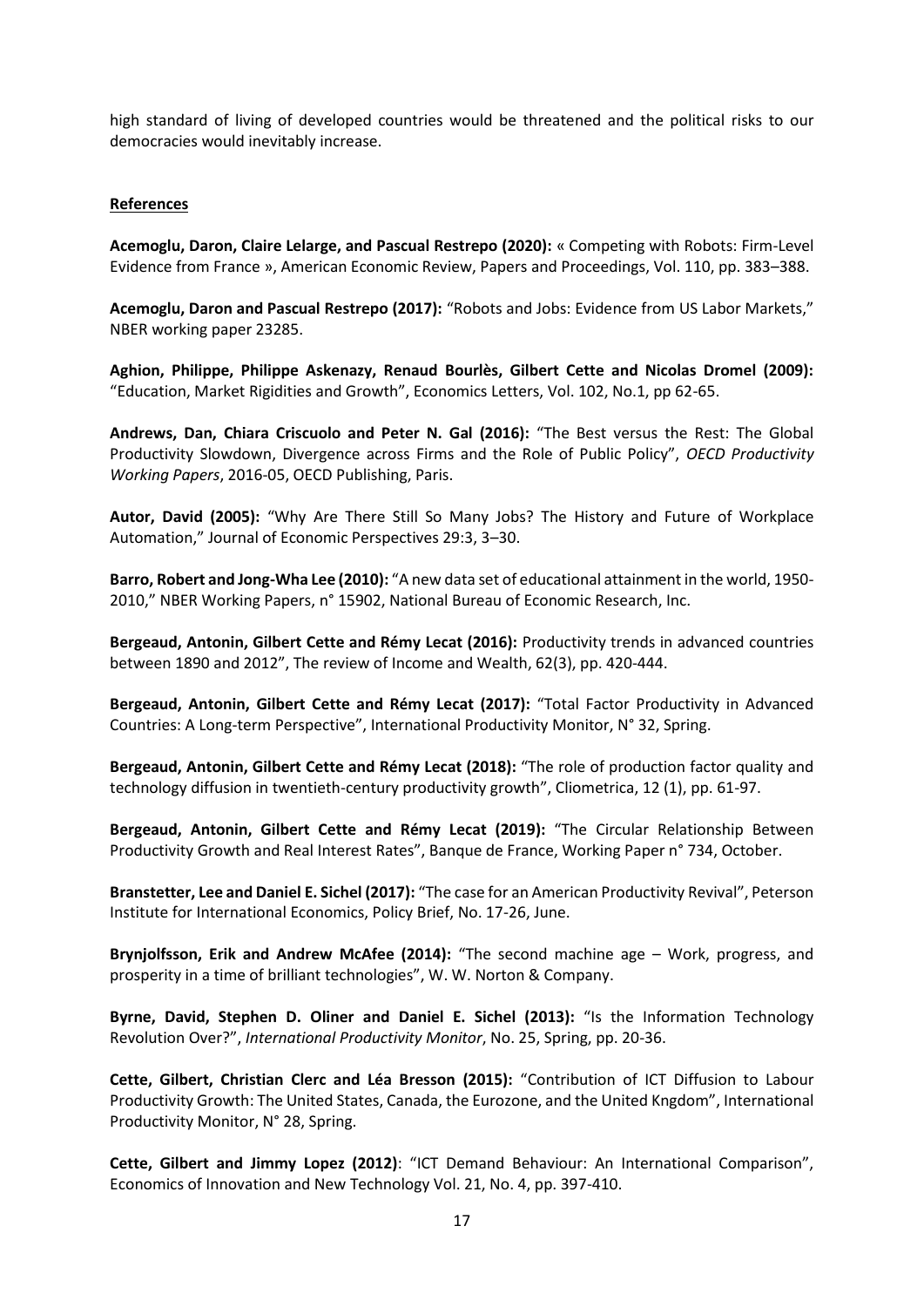high standard of living of developed countries would be threatened and the political risks to our democracies would inevitably increase.

**References**

**Acemoglu, Daron, Claire Lelarge, and Pascual Restrepo (2020):** « Competing with Robots: Firm-Level Evidence from France », American Economic Review, Papers and Proceedings, Vol. 110, pp. 383–388.

**Acemoglu, Daron and Pascual Restrepo (2017):** "Robots and Jobs: Evidence from US Labor Markets," NBER working paper 23285.

**Aghion, Philippe, Philippe Askenazy, Renaud Bourlès, Gilbert Cette and Nicolas Dromel (2009):** "Education, Market Rigidities and Growth", Economics Letters, Vol. 102, No.1, pp 62-65.

**Andrews, Dan, Chiara Criscuolo and Peter N. Gal (2016):** "The Best versus the Rest: The Global Productivity Slowdown, Divergence across Firms and the Role of Public Policy", *OECD Productivity Working Papers*, 2016-05, OECD Publishing, Paris.

**Autor, David (2005):** "Why Are There Still So Many Jobs? The History and Future of Workplace Automation," Journal of Economic Perspectives 29:3, 3–30.

**Barro, Robert and Jong-Wha Lee (2010):** "A new data set of educational attainment in the world, 1950-2010," NBER Working Papers, n° 15902, National Bureau of Economic Research, Inc.

**Bergeaud, Antonin, Gilbert Cette and Rémy Lecat (2016):** Productivity trends in advanced countries between 1890 and 2012", The review of Income and Wealth, 62(3), pp. 420-444.

**Bergeaud, Antonin, Gilbert Cette and Rémy Lecat (2017):** "Total Factor Productivity in Advanced Countries: A Long-term Perspective", International Productivity Monitor, N° 32, Spring.

**Bergeaud, Antonin, Gilbert Cette and Rémy Lecat (2018):** "The role of production factor quality and technology diffusion in twentieth-century productivity growth", Cliometrica, 12 (1), pp. 61-97.

**Bergeaud, Antonin, Gilbert Cette and Rémy Lecat (2019):** "The Circular Relationship Between Productivity Growth and Real Interest Rates", Banque de France, Working Paper n° 734, October.

**Branstetter, Lee and Daniel E. Sichel (2017):** "The case for an American Productivity Revival", Peterson Institute for International Economics, Policy Brief, No. 17-26, June.

**Brynjolfsson, Erik and Andrew McAfee (2014):** "The second machine age – Work, progress, and prosperity in a time of brilliant technologies", W. W. Norton & Company.

**Byrne, David, Stephen D. Oliner and Daniel E. Sichel (2013):** "Is the Information Technology Revolution Over?", *International Productivity Monitor*, No. 25, Spring, pp. 20-36.

**Cette, Gilbert, Christian Clerc and Léa Bresson (2015):** "Contribution of ICT Diffusion to Labour Productivity Growth: The United States, Canada, the Eurozone, and the United Kngdom", International Productivity Monitor, N° 28, Spring.

**Cette, Gilbert and Jimmy Lopez (2012)**: "ICT Demand Behaviour: An International Comparison", Economics of Innovation and New Technology Vol. 21, No. 4, pp. 397-410.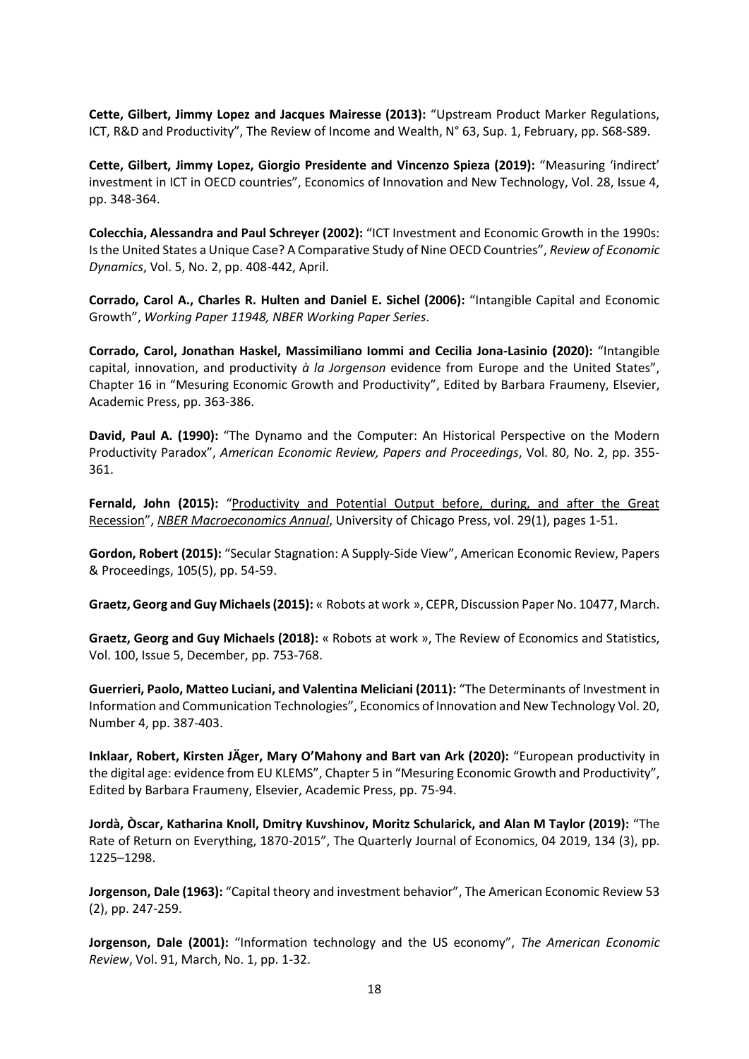**Cette, Gilbert, Jimmy Lopez and Jacques Mairesse (2013):** "Upstream Product Marker Regulations, ICT, R&D and Productivity", The Review of Income and Wealth, N° 63, Sup. 1, February, pp. S68-S89.

**Cette, Gilbert, Jimmy Lopez, Giorgio Presidente and Vincenzo Spieza (2019):** "Measuring 'indirect' investment in ICT in OECD countries", Economics of Innovation and New Technology, Vol. 28, Issue 4, pp. 348-364.

**Colecchia, Alessandra and Paul Schreyer (2002):** "ICT Investment and Economic Growth in the 1990s: Is the United States a Unique Case? A Comparative Study of Nine OECD Countries", *Review of Economic Dynamics*, Vol. 5, No. 2, pp. 408-442, April.

**Corrado, Carol A., Charles R. Hulten and Daniel E. Sichel (2006):** "Intangible Capital and Economic Growth", *Working Paper 11948, NBER Working Paper Series*.

**Corrado, Carol, Jonathan Haskel, Massimiliano Iommi and Cecilia Jona-Lasinio (2020):** "Intangible capital, innovation, and productivity *à la Jorgenson* evidence from Europe and the United States", Chapter 16 in "Mesuring Economic Growth and Productivity", Edited by Barbara Fraumeny, Elsevier, Academic Press, pp. 363-386.

**David, Paul A. (1990):** "The Dynamo and the Computer: An Historical Perspective on the Modern Productivity Paradox", *American Economic Review, Papers and Proceedings*, Vol. 80, No. 2, pp. 355-361.

**Fernald, John (2015):** "Productivity and Potential Output before, during, and after the Great Recession", *NBER Macroeconomics Annual*, University of Chicago Press, vol. 29(1), pages 1-51.

**Gordon, Robert (2015):** "Secular Stagnation: A Supply-Side View", American Economic Review, Papers & Proceedings, 105(5), pp. 54-59.

**Graetz, Georg and Guy Michaels (2015):** « Robots at work », CEPR, Discussion Paper No. 10477, March.

**Graetz, Georg and Guy Michaels (2018):** « Robots at work », The Review of Economics and Statistics, Vol. 100, Issue 5, December, pp. 753-768.

**Guerrieri, Paolo, Matteo Luciani, and Valentina Meliciani (2011):** "The Determinants of Investment in Information and Communication Technologies", Economics of Innovation and New Technology Vol. 20, Number 4, pp. 387-403.

**Inklaar, Robert, Kirsten JÄger, Mary O'Mahony and Bart van Ark (2020):** "European productivity in the digital age: evidence from EU KLEMS", Chapter 5 in "Mesuring Economic Growth and Productivity", Edited by Barbara Fraumeny, Elsevier, Academic Press, pp. 75-94.

**Jordà, Òscar, Katharina Knoll, Dmitry Kuvshinov, Moritz Schularick, and Alan M Taylor (2019):** "The Rate of Return on Everything, 1870-2015", The Quarterly Journal of Economics, 04 2019, 134 (3), pp. 1225–1298.

**Jorgenson, Dale (1963):** "Capital theory and investment behavior", The American Economic Review 53 (2), pp. 247-259.

**Jorgenson, Dale (2001):** "Information technology and the US economy", *The American Economic Review*, Vol. 91, March, No. 1, pp. 1-32.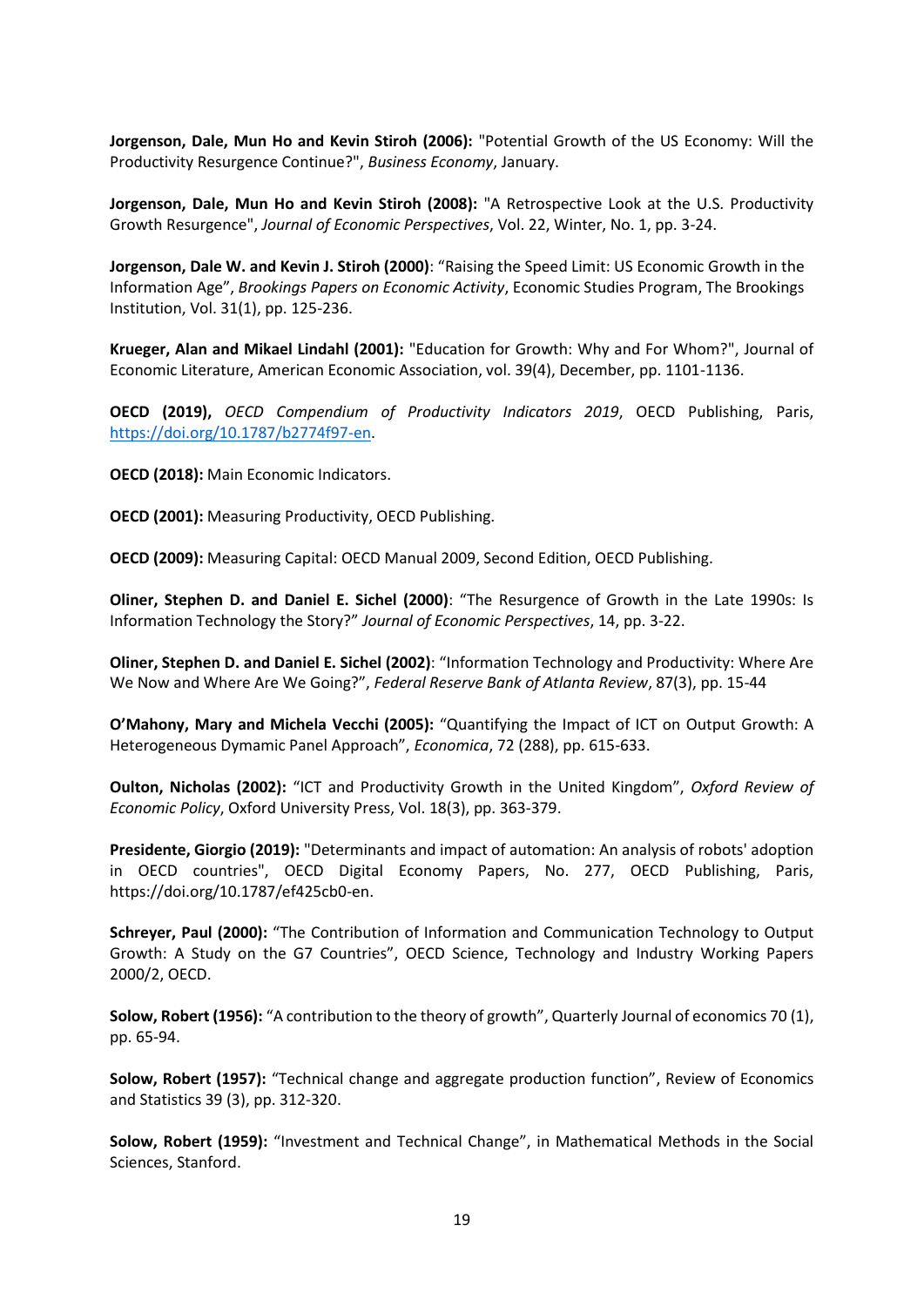**Jorgenson, Dale, Mun Ho and Kevin Stiroh (2006):** "Potential Growth of the US Economy: Will the Productivity Resurgence Continue?", *Business Economy*, January.

**Jorgenson, Dale, Mun Ho and Kevin Stiroh (2008):** "A Retrospective Look at the U.S. Productivity Growth Resurgence", *Journal of Economic Perspectives*, Vol. 22, Winter, No. 1, pp. 3-24.

**Jorgenson, Dale W. and Kevin J. Stiroh (2000)**: "Raising the Speed Limit: US Economic Growth in the Information Age", *Brookings Papers on Economic Activity*, Economic Studies Program, The Brookings Institution, Vol. 31(1), pp. 125-236.

**Krueger, Alan and Mikael Lindahl (2001):** "Education for Growth: Why and For Whom?", Journal of Economic Literature, American Economic Association, vol. 39(4), December, pp. 1101-1136.

**OECD (2019),** *OECD Compendium of Productivity Indicators 2019*, OECD Publishing, Paris, https://doi.org/10.1787/b2774f97-en.

**OECD (2018):** Main Economic Indicators.

**OECD (2001):** Measuring Productivity, OECD Publishing.

**OECD (2009):** Measuring Capital: OECD Manual 2009, Second Edition, OECD Publishing.

**Oliner, Stephen D. and Daniel E. Sichel (2000)**: "The Resurgence of Growth in the Late 1990s: Is Information Technology the Story?" *Journal of Economic Perspectives*, 14, pp. 3-22.

**Oliner, Stephen D. and Daniel E. Sichel (2002)**: "Information Technology and Productivity: Where Are We Now and Where Are We Going?", *Federal Reserve Bank of Atlanta Review*, 87(3), pp. 15-44

**O'Mahony, Mary and Michela Vecchi (2005):** "Quantifying the Impact of ICT on Output Growth: A Heterogeneous Dymamic Panel Approach", *Economica*, 72 (288), pp. 615-633.

**Oulton, Nicholas (2002):** "ICT and Productivity Growth in the United Kingdom", *Oxford Review of Economic Policy*, Oxford University Press, Vol. 18(3), pp. 363-379.

**Presidente, Giorgio (2019):** "Determinants and impact of automation: An analysis of robots' adoption in OECD countries", OECD Digital Economy Papers, No. 277, OECD Publishing, Paris, https://doi.org/10.1787/ef425cb0-en.

**Schreyer, Paul (2000):** "The Contribution of Information and Communication Technology to Output Growth: A Study on the G7 Countries", OECD Science, Technology and Industry Working Papers 2000/2, OECD.

**Solow, Robert (1956):** "A contribution to the theory of growth", Quarterly Journal of economics 70 (1), pp. 65-94.

**Solow, Robert (1957):** "Technical change and aggregate production function", Review of Economics and Statistics 39 (3), pp. 312-320.

**Solow, Robert (1959):** "Investment and Technical Change", in Mathematical Methods in the Social Sciences, Stanford.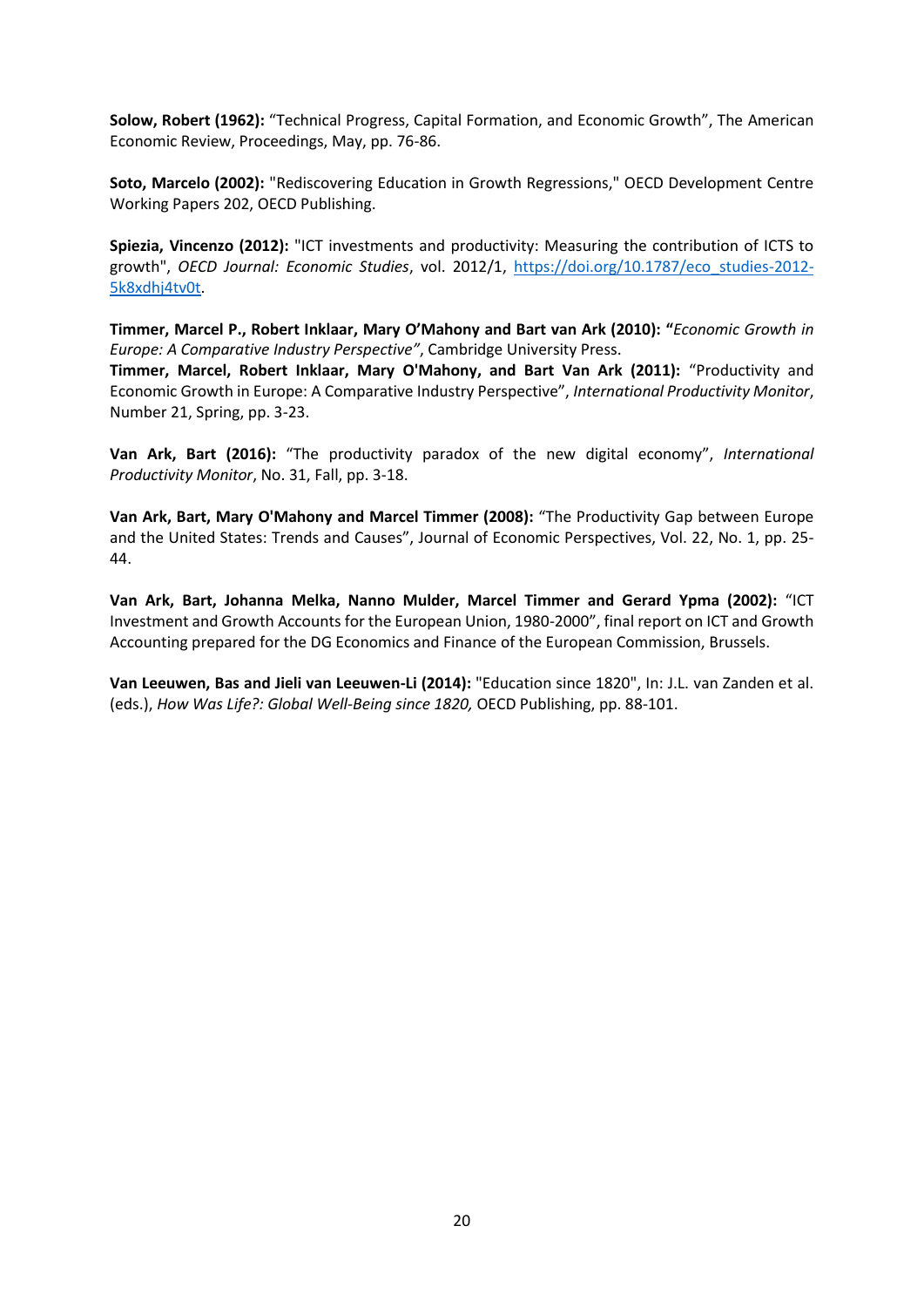**Solow, Robert (1962):** “Technical Progress, Capital Formation, and Economic Growth”, The American Economic Review, Proceedings, May, pp. 76-86.

**Soto, Marcelo (2002):** "Rediscovering Education in Growth Regressions," OECD Development Centre Working Papers 202, OECD Publishing.

**Spiezia, Vincenzo (2012):** "ICT investments and productivity: Measuring the contribution of ICTS to growth", *OECD Journal: Economic Studies*, vol. 2012/1, https://doi.org/10.1787/eco_studies-2012-5k8xdhj4tv0t.

**Timmer, Marcel P., Robert Inklaar, Mary O’Mahony and Bart van Ark (2010): “***Economic Growth in Europe: A Comparative Industry Perspective”*, Cambridge University Press.

**Timmer, Marcel, Robert Inklaar, Mary O'Mahony, and Bart Van Ark (2011):** “Productivity and Economic Growth in Europe: A Comparative Industry Perspective”, *International Productivity Monitor*, Number 21, Spring, pp. 3-23.

**Van Ark, Bart (2016):** “The productivity paradox of the new digital economy”, *International Productivity Monitor*, No. 31, Fall, pp. 3-18.

**Van Ark, Bart, Mary O'Mahony and Marcel Timmer (2008):** “The Productivity Gap between Europe and the United States: Trends and Causes”, Journal of Economic Perspectives, Vol. 22, No. 1, pp. 25-44.

**Van Ark, Bart, Johanna Melka, Nanno Mulder, Marcel Timmer and Gerard Ypma (2002):** “ICT Investment and Growth Accounts for the European Union, 1980-2000”, final report on ICT and Growth Accounting prepared for the DG Economics and Finance of the European Commission, Brussels.

**Van Leeuwen, Bas and Jieli van Leeuwen-Li (2014):** "Education since 1820", In: J.L. van Zanden et al. (eds.), *How Was Life?: Global Well-Being since 1820,* OECD Publishing, pp. 88-101.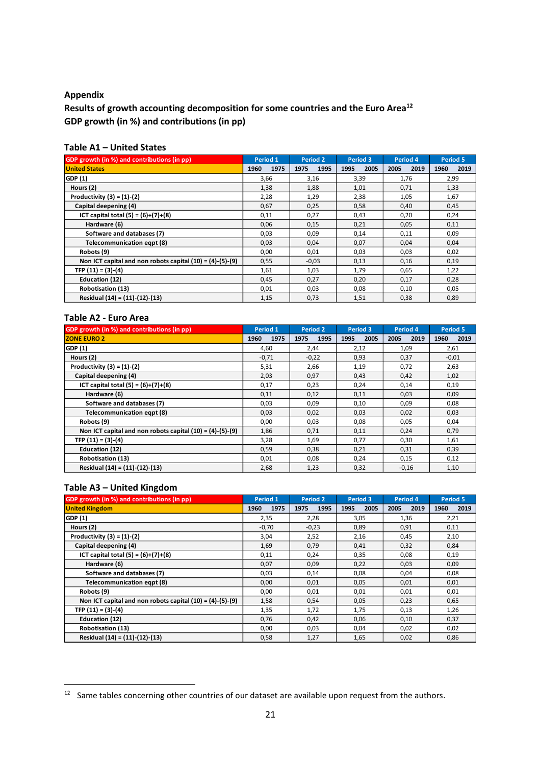**Appendix**

**Results of growth accounting decomposition for some countries and the Euro Area**[12]

**GDP growth (in %) and contributions (in pp)**

### Table A1 – United States

| GDP growth (in %) and contributions (in pp) | Period 1 | Period 2 | Period 3 | Period 4 | Period 5 |
|---|---|---|---|---|---|
| United States | 1960 1975 | 1975 1995 | 1995 2005 | 2005 2019 | 1960 2019 |
| GDP (1) | 3,66 | 3,16 | 3,39 | 1,76 | 2,99 |
| Hours (2) | 1,38 | 1,88 | 1,01 | 0,71 | 1,33 |
| Productivity (3) = (1)-(2) | 2,28 | 1,29 | 2,38 | 1,05 | 1,67 |
| Capital deepening (4) | 0,67 | 0,25 | 0,58 | 0,40 | 0,45 |
| ICT capital total (5) = (6)+(7)+(8) | 0,11 | 0,27 | 0,43 | 0,20 | 0,24 |
| Hardware (6) | 0,06 | 0,15 | 0,21 | 0,05 | 0,11 |
| Software and databases (7) | 0,03 | 0,09 | 0,14 | 0,11 | 0,09 |
| Telecommunication eqpt (8) | 0,03 | 0,04 | 0,07 | 0,04 | 0,04 |
| Robots (9) | 0,00 | 0,01 | 0,03 | 0,03 | 0,02 |
| Non ICT capital and non robots capital (10) = (4)-(5)-(9) | 0,55 | -0,03 | 0,13 | 0,16 | 0,19 |
| TFP (11) = (3)-(4) | 1,61 | 1,03 | 1,79 | 0,65 | 1,22 |
| Education (12) | 0,45 | 0,27 | 0,20 | 0,17 | 0,28 |
| Robotisation (13) | 0,01 | 0,03 | 0,08 | 0,10 | 0,05 |
| Residual (14) = (11)-(12)-(13) | 1,15 | 0,73 | 1,51 | 0,38 | 0,89 |

### Table A2 - Euro Area

| GDP growth (in %) and contributions (in pp) | Period 1 | Period 2 | Period 3 | Period 4 | Period 5 |
|---|---|---|---|---|---|
| ZONE EURO 2 | 1960 1975 | 1975 1995 | 1995 2005 | 2005 2019 | 1960 2019 |
| GDP (1) | 4,60 | 2,44 | 2,12 | 1,09 | 2,61 |
| Hours (2) | -0,71 | -0,22 | 0,93 | 0,37 | -0,01 |
| Productivity (3) = (1)-(2) | 5,31 | 2,66 | 1,19 | 0,72 | 2,63 |
| Capital deepening (4) | 2,03 | 0,97 | 0,43 | 0,42 | 1,02 |
| ICT capital total (5) = (6)+(7)+(8) | 0,17 | 0,23 | 0,24 | 0,14 | 0,19 |
| Hardware (6) | 0,11 | 0,12 | 0,11 | 0,03 | 0,09 |
| Software and databases (7) | 0,03 | 0,09 | 0,10 | 0,09 | 0,08 |
| Telecommunication eqpt (8) | 0,03 | 0,02 | 0,03 | 0,02 | 0,03 |
| Robots (9) | 0,00 | 0,03 | 0,08 | 0,05 | 0,04 |
| Non ICT capital and non robots capital (10) = (4)-(5)-(9) | 1,86 | 0,71 | 0,11 | 0,24 | 0,79 |
| TFP (11) = (3)-(4) | 3,28 | 1,69 | 0,77 | 0,30 | 1,61 |
| Education (12) | 0,59 | 0,38 | 0,21 | 0,31 | 0,39 |
| Robotisation (13) | 0,01 | 0,08 | 0,24 | 0,15 | 0,12 |
| Residual (14) = (11)-(12)-(13) | 2,68 | 1,23 | 0,32 | -0,16 | 1,10 |

### Table A3 – United Kingdom

| GDP growth (in %) and contributions (in pp) | Period 1 | Period 2 | Period 3 | Period 4 | Period 5 |
|---|---|---|---|---|---|
| United Kingdom | 1960 1975 | 1975 1995 | 1995 2005 | 2005 2019 | 1960 2019 |
| GDP (1) | 2,35 | 2,28 | 3,05 | 1,36 | 2,21 |
| Hours (2) | -0,70 | -0,23 | 0,89 | 0,91 | 0,11 |
| Productivity (3) = (1)-(2) | 3,04 | 2,52 | 2,16 | 0,45 | 2,10 |
| Capital deepening (4) | 1,69 | 0,79 | 0,41 | 0,32 | 0,84 |
| ICT capital total (5) = (6)+(7)+(8) | 0,11 | 0,24 | 0,35 | 0,08 | 0,19 |
| Hardware (6) | 0,07 | 0,09 | 0,22 | 0,03 | 0,09 |
| Software and databases (7) | 0,03 | 0,14 | 0,08 | 0,04 | 0,08 |
| Telecommunication eqpt (8) | 0,00 | 0,01 | 0,05 | 0,01 | 0,01 |
| Robots (9) | 0,00 | 0,01 | 0,01 | 0,01 | 0,01 |
| Non ICT capital and non robots capital (10) = (4)-(5)-(9) | 1,58 | 0,54 | 0,05 | 0,23 | 0,65 |
| TFP (11) = (3)-(4) | 1,35 | 1,72 | 1,75 | 0,13 | 1,26 |
| Education (12) | 0,76 | 0,42 | 0,06 | 0,10 | 0,37 |
| Robotisation (13) | 0,00 | 0,03 | 0,04 | 0,02 | 0,02 |
| Residual (14) = (11)-(12)-(13) | 0,58 | 1,27 | 1,65 | 0,02 | 0,86 |

[12] Same tables concerning other countries of our dataset are available upon request from the authors.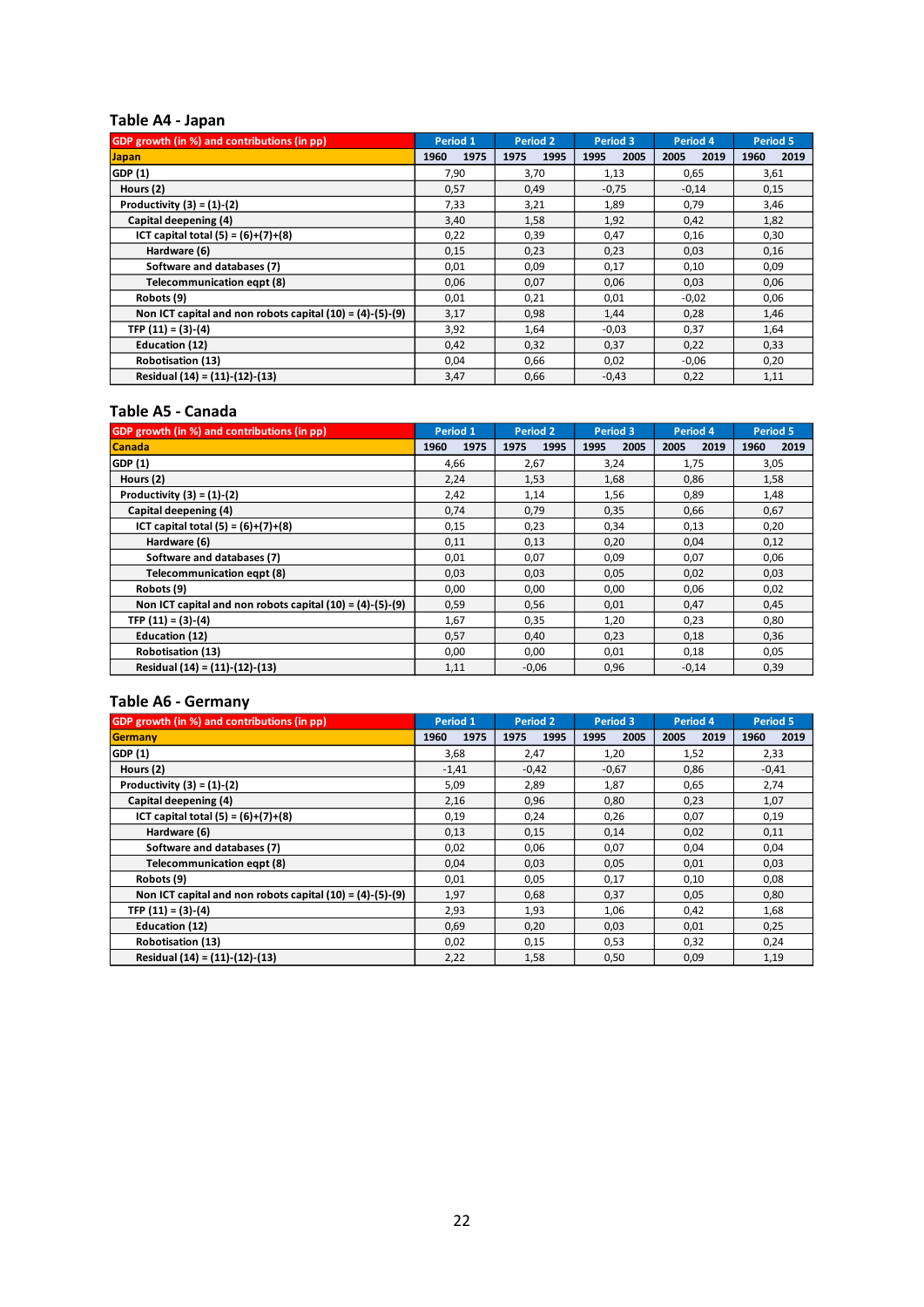### Table A4 - Japan

| GDP growth (in %) and contributions (in pp) | Period 1 | Period 2 | Period 3 | Period 4 | Period 5 |
|---|---|---|---|---|---|
| Japan | 1960 1975 | 1975 1995 | 1995 2005 | 2005 2019 | 1960 2019 |
| GDP (1) | 7,90 | 3,70 | 1,13 | 0,65 | 3,61 |
| Hours (2) | 0,57 | 0,49 | -0,75 | -0,14 | 0,15 |
| Productivity (3) = (1)-(2) | 7,33 | 3,21 | 1,89 | 0,79 | 3,46 |
| Capital deepening (4) | 3,40 | 1,58 | 1,92 | 0,42 | 1,82 |
| ICT capital total (5) = (6)+(7)+(8) | 0,22 | 0,39 | 0,47 | 0,16 | 0,30 |
| Hardware (6) | 0,15 | 0,23 | 0,23 | 0,03 | 0,16 |
| Software and databases (7) | 0,01 | 0,09 | 0,17 | 0,10 | 0,09 |
| Telecommunication eqpt (8) | 0,06 | 0,07 | 0,06 | 0,03 | 0,06 |
| Robots (9) | 0,01 | 0,21 | 0,01 | -0,02 | 0,06 |
| Non ICT capital and non robots capital (10) = (4)-(5)-(9) | 3,17 | 0,98 | 1,44 | 0,28 | 1,46 |
| TFP (11) = (3)-(4) | 3,92 | 1,64 | -0,03 | 0,37 | 1,64 |
| Education (12) | 0,42 | 0,32 | 0,37 | 0,22 | 0,33 |
| Robotisation (13) | 0,04 | 0,66 | 0,02 | -0,06 | 0,20 |
| Residual (14) = (11)-(12)-(13) | 3,47 | 0,66 | -0,43 | 0,22 | 1,11 |

### Table A5 - Canada

| GDP growth (in %) and contributions (in pp) | Period 1 | Period 2 | Period 3 | Period 4 | Period 5 |
|---|---|---|---|---|---|
| Canada | 1960 1975 | 1975 1995 | 1995 2005 | 2005 2019 | 1960 2019 |
| GDP (1) | 4,66 | 2,67 | 3,24 | 1,75 | 3,05 |
| Hours (2) | 2,24 | 1,53 | 1,68 | 0,86 | 1,58 |
| Productivity (3) = (1)-(2) | 2,42 | 1,14 | 1,56 | 0,89 | 1,48 |
| Capital deepening (4) | 0,74 | 0,79 | 0,35 | 0,66 | 0,67 |
| ICT capital total (5) = (6)+(7)+(8) | 0,15 | 0,23 | 0,34 | 0,13 | 0,20 |
| Hardware (6) | 0,11 | 0,13 | 0,20 | 0,04 | 0,12 |
| Software and databases (7) | 0,01 | 0,07 | 0,09 | 0,07 | 0,06 |
| Telecommunication eqpt (8) | 0,03 | 0,03 | 0,05 | 0,02 | 0,03 |
| Robots (9) | 0,00 | 0,00 | 0,00 | 0,06 | 0,02 |
| Non ICT capital and non robots capital (10) = (4)-(5)-(9) | 0,59 | 0,56 | 0,01 | 0,47 | 0,45 |
| TFP (11) = (3)-(4) | 1,67 | 0,35 | 1,20 | 0,23 | 0,80 |
| Education (12) | 0,57 | 0,40 | 0,23 | 0,18 | 0,36 |
| Robotisation (13) | 0,00 | 0,00 | 0,01 | 0,18 | 0,05 |
| Residual (14) = (11)-(12)-(13) | 1,11 | -0,06 | 0,96 | -0,14 | 0,39 |

### Table A6 - Germany

| GDP growth (in %) and contributions (in pp) | Period 1 | Period 2 | Period 3 | Period 4 | Period 5 |
|---|---|---|---|---|---|
| Germany | 1960 1975 | 1975 1995 | 1995 2005 | 2005 2019 | 1960 2019 |
| GDP (1) | 3,68 | 2,47 | 1,20 | 1,52 | 2,33 |
| Hours (2) | -1,41 | -0,42 | -0,67 | 0,86 | -0,41 |
| Productivity (3) = (1)-(2) | 5,09 | 2,89 | 1,87 | 0,65 | 2,74 |
| Capital deepening (4) | 2,16 | 0,96 | 0,80 | 0,23 | 1,07 |
| ICT capital total (5) = (6)+(7)+(8) | 0,19 | 0,24 | 0,26 | 0,07 | 0,19 |
| Hardware (6) | 0,13 | 0,15 | 0,14 | 0,02 | 0,11 |
| Software and databases (7) | 0,02 | 0,06 | 0,07 | 0,04 | 0,04 |
| Telecommunication eqpt (8) | 0,04 | 0,03 | 0,05 | 0,01 | 0,03 |
| Robots (9) | 0,01 | 0,05 | 0,17 | 0,10 | 0,08 |
| Non ICT capital and non robots capital (10) = (4)-(5)-(9) | 1,97 | 0,68 | 0,37 | 0,05 | 0,80 |
| TFP (11) = (3)-(4) | 2,93 | 1,93 | 1,06 | 0,42 | 1,68 |
| Education (12) | 0,69 | 0,20 | 0,03 | 0,01 | 0,25 |
| Robotisation (13) | 0,02 | 0,15 | 0,53 | 0,32 | 0,24 |
| Residual (14) = (11)-(12)-(13) | 2,22 | 1,58 | 0,50 | 0,09 | 1,19 |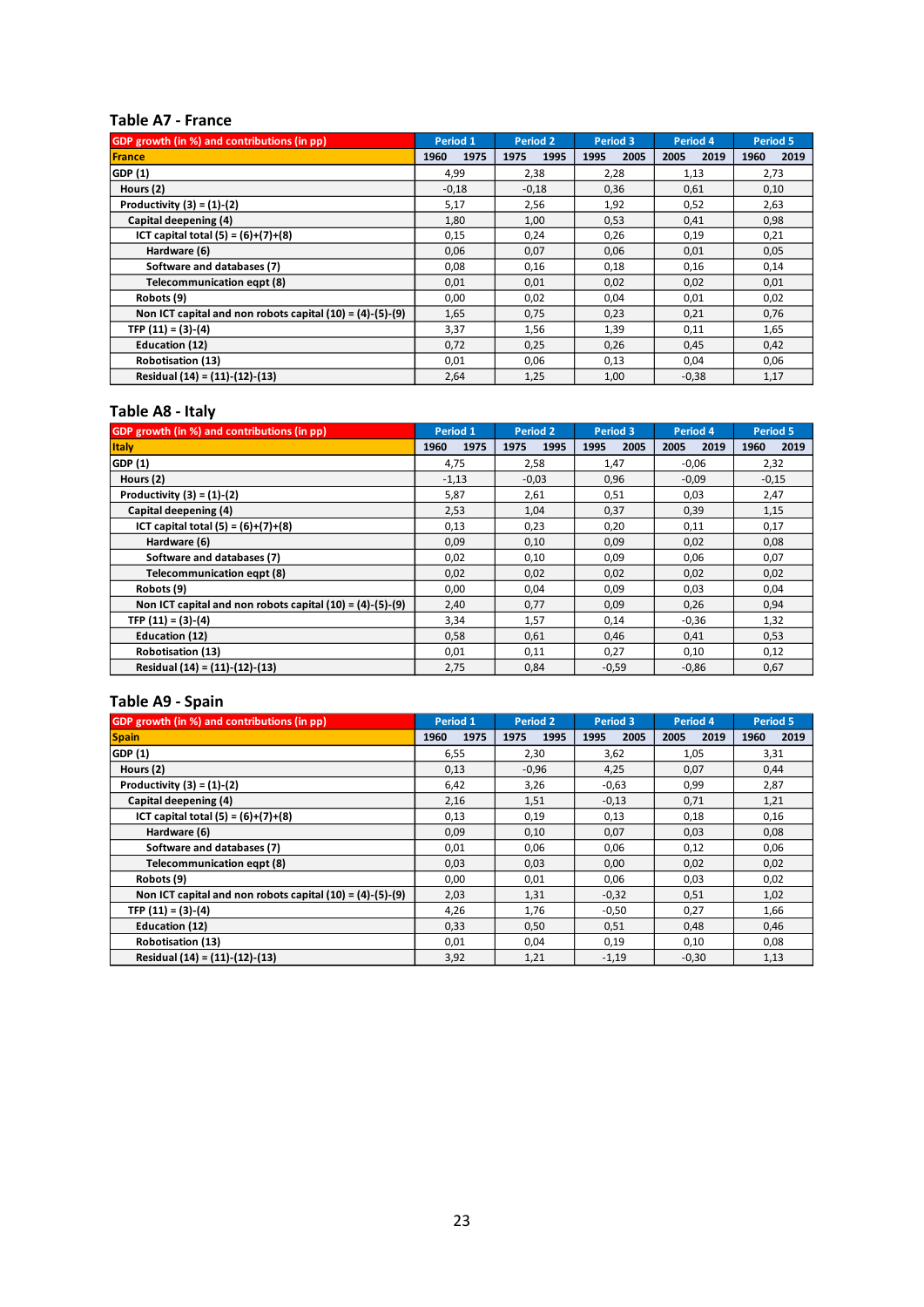### Table A7 - France

| GDP growth (in %) and contributions (in pp) | Period 1 | Period 2 | Period 3 | Period 4 | Period 5 |
|---|---|---|---|---|---|
| France | 1960 1975 | 1975 1995 | 1995 2005 | 2005 2019 | 1960 2019 |
| GDP (1) | 4,99 | 2,38 | 2,28 | 1,13 | 2,73 |
| Hours (2) | -0,18 | -0,18 | 0,36 | 0,61 | 0,10 |
| Productivity (3) = (1)-(2) | 5,17 | 2,56 | 1,92 | 0,52 | 2,63 |
| Capital deepening (4) | 1,80 | 1,00 | 0,53 | 0,41 | 0,98 |
| ICT capital total (5) = (6)+(7)+(8) | 0,15 | 0,24 | 0,26 | 0,19 | 0,21 |
| Hardware (6) | 0,06 | 0,07 | 0,06 | 0,01 | 0,05 |
| Software and databases (7) | 0,08 | 0,16 | 0,18 | 0,16 | 0,14 |
| Telecommunication eqpt (8) | 0,01 | 0,01 | 0,02 | 0,02 | 0,01 |
| Robots (9) | 0,00 | 0,02 | 0,04 | 0,01 | 0,02 |
| Non ICT capital and non robots capital (10) = (4)-(5)-(9) | 1,65 | 0,75 | 0,23 | 0,21 | 0,76 |
| TFP (11) = (3)-(4) | 3,37 | 1,56 | 1,39 | 0,11 | 1,65 |
| Education (12) | 0,72 | 0,25 | 0,26 | 0,45 | 0,42 |
| Robotisation (13) | 0,01 | 0,06 | 0,13 | 0,04 | 0,06 |
| Residual (14) = (11)-(12)-(13) | 2,64 | 1,25 | 1,00 | -0,38 | 1,17 |

### Table A8 - Italy

| GDP growth (in %) and contributions (in pp) | Period 1 | Period 2 | Period 3 | Period 4 | Period 5 |
|---|---|---|---|---|---|
| Italy | 1960 1975 | 1975 1995 | 1995 2005 | 2005 2019 | 1960 2019 |
| GDP (1) | 4,75 | 2,58 | 1,47 | -0,06 | 2,32 |
| Hours (2) | -1,13 | -0,03 | 0,96 | -0,09 | -0,15 |
| Productivity (3) = (1)-(2) | 5,87 | 2,61 | 0,51 | 0,03 | 2,47 |
| Capital deepening (4) | 2,53 | 1,04 | 0,37 | 0,39 | 1,15 |
| ICT capital total (5) = (6)+(7)+(8) | 0,13 | 0,23 | 0,20 | 0,11 | 0,17 |
| Hardware (6) | 0,09 | 0,10 | 0,09 | 0,02 | 0,08 |
| Software and databases (7) | 0,02 | 0,10 | 0,09 | 0,06 | 0,07 |
| Telecommunication eqpt (8) | 0,02 | 0,02 | 0,02 | 0,02 | 0,02 |
| Robots (9) | 0,00 | 0,04 | 0,09 | 0,03 | 0,04 |
| Non ICT capital and non robots capital (10) = (4)-(5)-(9) | 2,40 | 0,77 | 0,09 | 0,26 | 0,94 |
| TFP (11) = (3)-(4) | 3,34 | 1,57 | 0,14 | -0,36 | 1,32 |
| Education (12) | 0,58 | 0,61 | 0,46 | 0,41 | 0,53 |
| Robotisation (13) | 0,01 | 0,11 | 0,27 | 0,10 | 0,12 |
| Residual (14) = (11)-(12)-(13) | 2,75 | 0,84 | -0,59 | -0,86 | 0,67 |

### Table A9 - Spain

| GDP growth (in %) and contributions (in pp) | Period 1 | Period 2 | Period 3 | Period 4 | Period 5 |
|---|---|---|---|---|---|
| Spain | 1960 1975 | 1975 1995 | 1995 2005 | 2005 2019 | 1960 2019 |
| GDP (1) | 6,55 | 2,30 | 3,62 | 1,05 | 3,31 |
| Hours (2) | 0,13 | -0,96 | 4,25 | 0,07 | 0,44 |
| Productivity (3) = (1)-(2) | 6,42 | 3,26 | -0,63 | 0,99 | 2,87 |
| Capital deepening (4) | 2,16 | 1,51 | -0,13 | 0,71 | 1,21 |
| ICT capital total (5) = (6)+(7)+(8) | 0,13 | 0,19 | 0,13 | 0,18 | 0,16 |
| Hardware (6) | 0,09 | 0,10 | 0,07 | 0,03 | 0,08 |
| Software and databases (7) | 0,01 | 0,06 | 0,06 | 0,12 | 0,06 |
| Telecommunication eqpt (8) | 0,03 | 0,03 | 0,00 | 0,02 | 0,02 |
| Robots (9) | 0,00 | 0,01 | 0,06 | 0,03 | 0,02 |
| Non ICT capital and non robots capital (10) = (4)-(5)-(9) | 2,03 | 1,31 | -0,32 | 0,51 | 1,02 |
| TFP (11) = (3)-(4) | 4,26 | 1,76 | -0,50 | 0,27 | 1,66 |
| Education (12) | 0,33 | 0,50 | 0,51 | 0,48 | 0,46 |
| Robotisation (13) | 0,01 | 0,04 | 0,19 | 0,10 | 0,08 |
| Residual (14) = (11)-(12)-(13) | 3,92 | 1,21 | -1,19 | -0,30 | 1,13 |